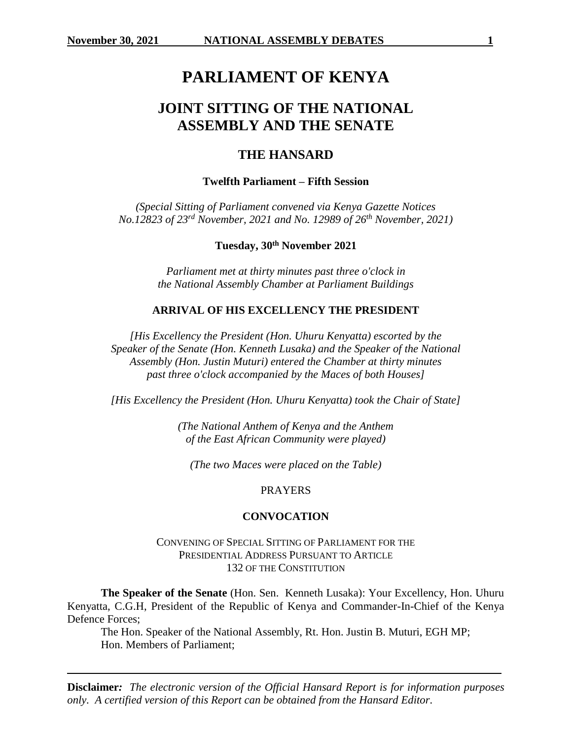# PARLIAMENT OF KENYA

## JOINT SITTING OF THE NATIONAL ASSEMBLY AND THE SENATE

### THE HANSARD

**Twelfth Parliament – Fifth Session**

*(Special Sitting of Parliament convened via Kenya Gazette Notices No.12823 of 23rd November, 2021 and No. 12989 of 26th November, 2021)*

**Tuesday, 30th November 2021**

*Parliament met at thirty minutes past three o'clock in the National Assembly Chamber at Parliament Buildings*

#### ARRIVAL OF HIS EXCELLENCY THE PRESIDENT

*[His Excellency the President (Hon. Uhuru Kenyatta) escorted by the Speaker of the Senate (Hon. Kenneth Lusaka) and the Speaker of the National Assembly (Hon. Justin Muturi) entered the Chamber at thirty minutes past three o'clock accompanied by the Maces of both Houses]*

*[His Excellency the President (Hon. Uhuru Kenyatta) took the Chair of State]*

*(The National Anthem of Kenya and the Anthem of the East African Community were played)*

*(The two Maces were placed on the Table)*

PRAYERS

#### CONVOCATION

CONVENING OF SPECIAL SITTING OF PARLIAMENT FOR THE PRESIDENTIAL ADDRESS PURSUANT TO ARTICLE 132 OF THE CONSTITUTION

**The Speaker of the Senate** (Hon. Sen. Kenneth Lusaka): Your Excellency, Hon. Uhuru Kenyatta, C.G.H, President of the Republic of Kenya and Commander-In-Chief of the Kenya Defence Forces;

The Hon. Speaker of the National Assembly, Rt. Hon. Justin B. Muturi, EGH MP;
Hon. Members of Parliament;

**Disclaimer***:* *The electronic version of the Official Hansard Report is for information purposes only. A certified version of this Report can be obtained from the Hansard Editor.*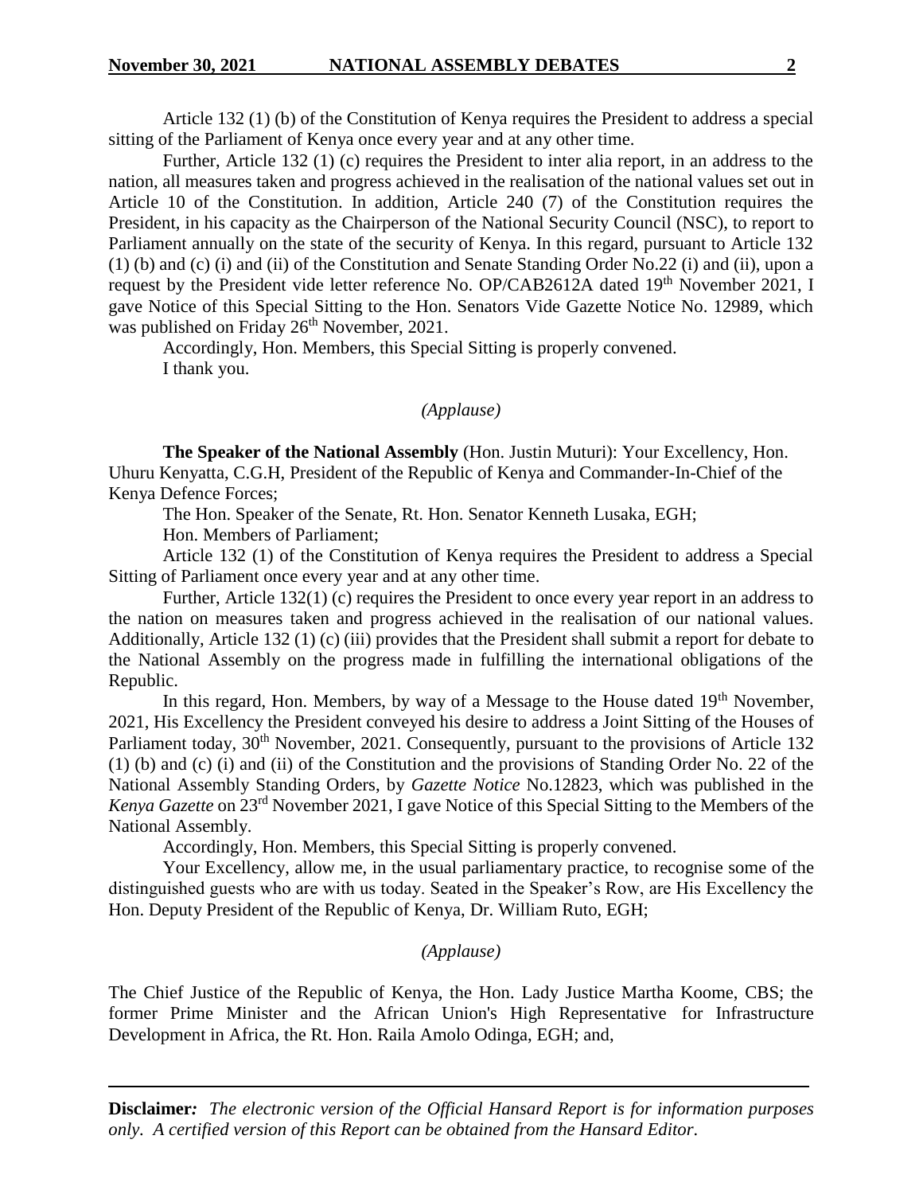Article 132 (1) (b) of the Constitution of Kenya requires the President to address a special sitting of the Parliament of Kenya once every year and at any other time.

Further, Article 132 (1) (c) requires the President to inter alia report, in an address to the nation, all measures taken and progress achieved in the realisation of the national values set out in Article 10 of the Constitution. In addition, Article 240 (7) of the Constitution requires the President, in his capacity as the Chairperson of the National Security Council (NSC), to report to Parliament annually on the state of the security of Kenya. In this regard, pursuant to Article 132 (1) (b) and (c) (i) and (ii) of the Constitution and Senate Standing Order No.22 (i) and (ii), upon a request by the President vide letter reference No. OP/CAB2612A dated 19th November 2021, I gave Notice of this Special Sitting to the Hon. Senators Vide Gazette Notice No. 12989, which was published on Friday 26th November, 2021.

Accordingly, Hon. Members, this Special Sitting is properly convened.

I thank you.

*(Applause)*

**The Speaker of the National Assembly** (Hon. Justin Muturi): Your Excellency, Hon. Uhuru Kenyatta, C.G.H, President of the Republic of Kenya and Commander-In-Chief of the Kenya Defence Forces;

The Hon. Speaker of the Senate, Rt. Hon. Senator Kenneth Lusaka, EGH;

Hon. Members of Parliament;

Article 132 (1) of the Constitution of Kenya requires the President to address a Special Sitting of Parliament once every year and at any other time.

Further, Article 132(1) (c) requires the President to once every year report in an address to the nation on measures taken and progress achieved in the realisation of our national values. Additionally, Article 132 (1) (c) (iii) provides that the President shall submit a report for debate to the National Assembly on the progress made in fulfilling the international obligations of the Republic.

In this regard, Hon. Members, by way of a Message to the House dated 19th November, 2021, His Excellency the President conveyed his desire to address a Joint Sitting of the Houses of Parliament today, 30th November, 2021. Consequently, pursuant to the provisions of Article 132 (1) (b) and (c) (i) and (ii) of the Constitution and the provisions of Standing Order No. 22 of the National Assembly Standing Orders, by *Gazette Notice* No.12823, which was published in the *Kenya Gazette* on 23rd November 2021, I gave Notice of this Special Sitting to the Members of the National Assembly.

Accordingly, Hon. Members, this Special Sitting is properly convened.

Your Excellency, allow me, in the usual parliamentary practice, to recognise some of the distinguished guests who are with us today. Seated in the Speaker's Row, are His Excellency the Hon. Deputy President of the Republic of Kenya, Dr. William Ruto, EGH;

*(Applause)*

The Chief Justice of the Republic of Kenya, the Hon. Lady Justice Martha Koome, CBS; the former Prime Minister and the African Union's High Representative for Infrastructure Development in Africa, the Rt. Hon. Raila Amolo Odinga, EGH; and,

**Disclaimer***:* *The electronic version of the Official Hansard Report is for information purposes only. A certified version of this Report can be obtained from the Hansard Editor.*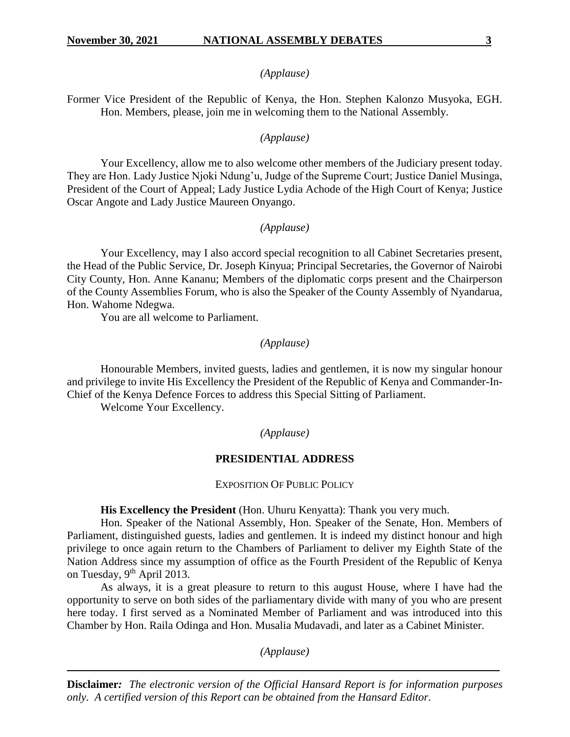*(Applause)*

Former Vice President of the Republic of Kenya, the Hon. Stephen Kalonzo Musyoka, EGH.
Hon. Members, please, join me in welcoming them to the National Assembly.

*(Applause)*

Your Excellency, allow me to also welcome other members of the Judiciary present today. They are Hon. Lady Justice Njoki Ndung'u, Judge of the Supreme Court; Justice Daniel Musinga, President of the Court of Appeal; Lady Justice Lydia Achode of the High Court of Kenya; Justice Oscar Angote and Lady Justice Maureen Onyango.

*(Applause)*

Your Excellency, may I also accord special recognition to all Cabinet Secretaries present, the Head of the Public Service, Dr. Joseph Kinyua; Principal Secretaries, the Governor of Nairobi City County, Hon. Anne Kananu; Members of the diplomatic corps present and the Chairperson of the County Assemblies Forum, who is also the Speaker of the County Assembly of Nyandarua, Hon. Wahome Ndegwa.

You are all welcome to Parliament.

*(Applause)*

Honourable Members, invited guests, ladies and gentlemen, it is now my singular honour and privilege to invite His Excellency the President of the Republic of Kenya and Commander-In-Chief of the Kenya Defence Forces to address this Special Sitting of Parliament.

Welcome Your Excellency.

*(Applause)*

## PRESIDENTIAL ADDRESS

### EXPOSITION OF PUBLIC POLICY

**His Excellency the President** (Hon. Uhuru Kenyatta): Thank you very much.

Hon. Speaker of the National Assembly, Hon. Speaker of the Senate, Hon. Members of Parliament, distinguished guests, ladies and gentlemen. It is indeed my distinct honour and high privilege to once again return to the Chambers of Parliament to deliver my Eighth State of the Nation Address since my assumption of office as the Fourth President of the Republic of Kenya on Tuesday, 9th April 2013.

As always, it is a great pleasure to return to this august House, where I have had the opportunity to serve on both sides of the parliamentary divide with many of you who are present here today. I first served as a Nominated Member of Parliament and was introduced into this Chamber by Hon. Raila Odinga and Hon. Musalia Mudavadi, and later as a Cabinet Minister.

*(Applause)*

**Disclaimer***:* *The electronic version of the Official Hansard Report is for information purposes only. A certified version of this Report can be obtained from the Hansard Editor.*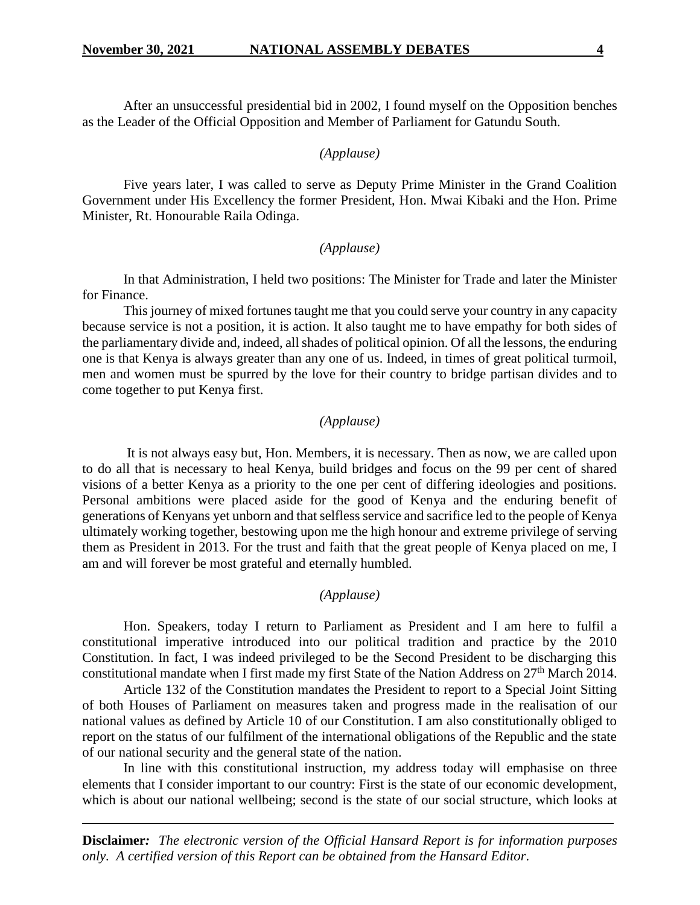After an unsuccessful presidential bid in 2002, I found myself on the Opposition benches as the Leader of the Official Opposition and Member of Parliament for Gatundu South.

*(Applause)*

Five years later, I was called to serve as Deputy Prime Minister in the Grand Coalition Government under His Excellency the former President, Hon. Mwai Kibaki and the Hon. Prime Minister, Rt. Honourable Raila Odinga.

*(Applause)*

In that Administration, I held two positions: The Minister for Trade and later the Minister for Finance.

This journey of mixed fortunes taught me that you could serve your country in any capacity because service is not a position, it is action. It also taught me to have empathy for both sides of the parliamentary divide and, indeed, all shades of political opinion. Of all the lessons, the enduring one is that Kenya is always greater than any one of us. Indeed, in times of great political turmoil, men and women must be spurred by the love for their country to bridge partisan divides and to come together to put Kenya first.

*(Applause)*

It is not always easy but, Hon. Members, it is necessary. Then as now, we are called upon to do all that is necessary to heal Kenya, build bridges and focus on the 99 per cent of shared visions of a better Kenya as a priority to the one per cent of differing ideologies and positions. Personal ambitions were placed aside for the good of Kenya and the enduring benefit of generations of Kenyans yet unborn and that selfless service and sacrifice led to the people of Kenya ultimately working together, bestowing upon me the high honour and extreme privilege of serving them as President in 2013. For the trust and faith that the great people of Kenya placed on me, I am and will forever be most grateful and eternally humbled.

*(Applause)*

Hon. Speakers, today I return to Parliament as President and I am here to fulfil a constitutional imperative introduced into our political tradition and practice by the 2010 Constitution. In fact, I was indeed privileged to be the Second President to be discharging this constitutional mandate when I first made my first State of the Nation Address on 27th March 2014.

Article 132 of the Constitution mandates the President to report to a Special Joint Sitting of both Houses of Parliament on measures taken and progress made in the realisation of our national values as defined by Article 10 of our Constitution. I am also constitutionally obliged to report on the status of our fulfilment of the international obligations of the Republic and the state of our national security and the general state of the nation.

In line with this constitutional instruction, my address today will emphasise on three elements that I consider important to our country: First is the state of our economic development, which is about our national wellbeing; second is the state of our social structure, which looks at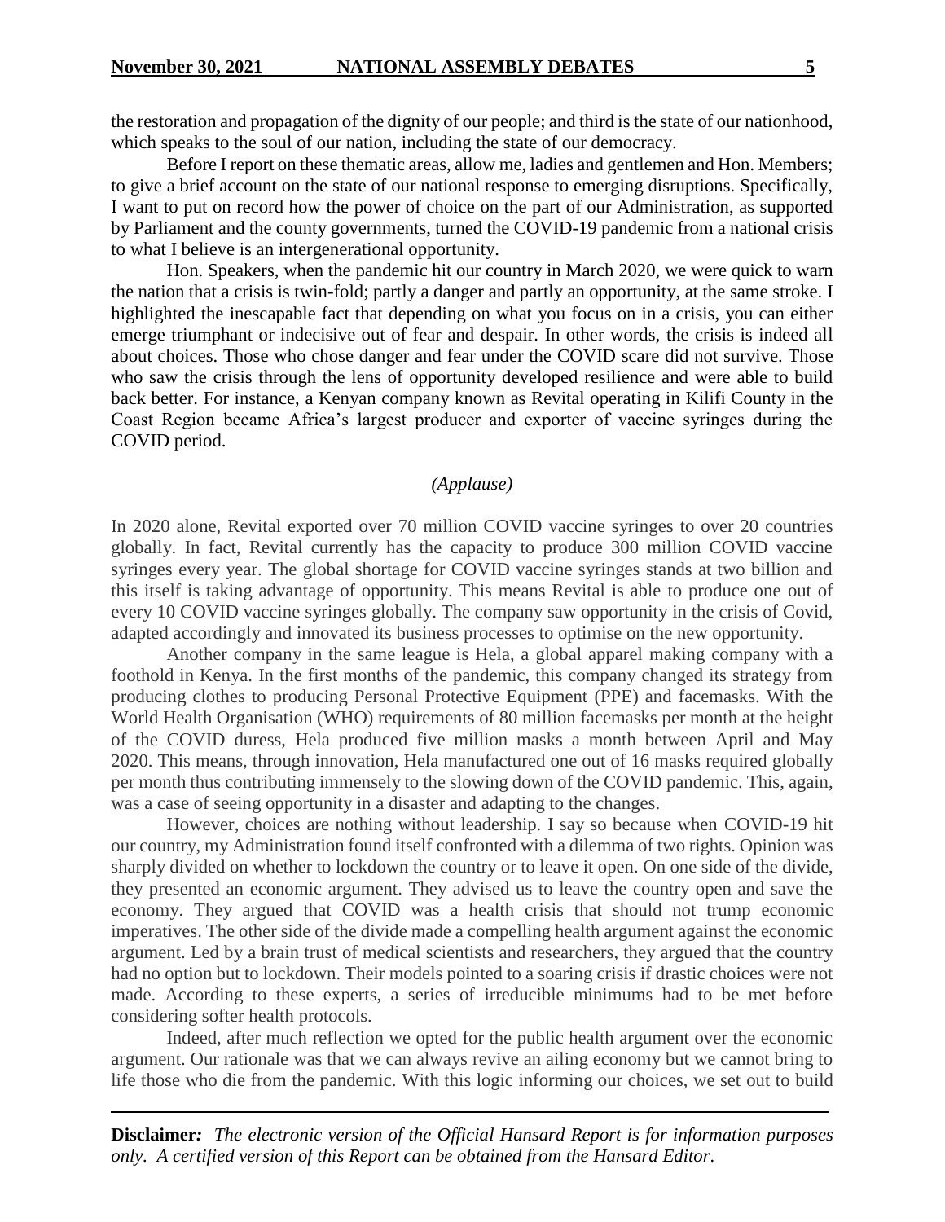the restoration and propagation of the dignity of our people; and third is the state of our nationhood, which speaks to the soul of our nation, including the state of our democracy.

Before I report on these thematic areas, allow me, ladies and gentlemen and Hon. Members; to give a brief account on the state of our national response to emerging disruptions. Specifically, I want to put on record how the power of choice on the part of our Administration, as supported by Parliament and the county governments, turned the COVID-19 pandemic from a national crisis to what I believe is an intergenerational opportunity.

Hon. Speakers, when the pandemic hit our country in March 2020, we were quick to warn the nation that a crisis is twin-fold; partly a danger and partly an opportunity, at the same stroke. I highlighted the inescapable fact that depending on what you focus on in a crisis, you can either emerge triumphant or indecisive out of fear and despair. In other words, the crisis is indeed all about choices. Those who chose danger and fear under the COVID scare did not survive. Those who saw the crisis through the lens of opportunity developed resilience and were able to build back better. For instance, a Kenyan company known as Revital operating in Kilifi County in the Coast Region became Africa's largest producer and exporter of vaccine syringes during the COVID period.

*(Applause)*

In 2020 alone, Revital exported over 70 million COVID vaccine syringes to over 20 countries globally. In fact, Revital currently has the capacity to produce 300 million COVID vaccine syringes every year. The global shortage for COVID vaccine syringes stands at two billion and this itself is taking advantage of opportunity. This means Revital is able to produce one out of every 10 COVID vaccine syringes globally. The company saw opportunity in the crisis of Covid, adapted accordingly and innovated its business processes to optimise on the new opportunity.

Another company in the same league is Hela, a global apparel making company with a foothold in Kenya. In the first months of the pandemic, this company changed its strategy from producing clothes to producing Personal Protective Equipment (PPE) and facemasks. With the World Health Organisation (WHO) requirements of 80 million facemasks per month at the height of the COVID duress, Hela produced five million masks a month between April and May 2020. This means, through innovation, Hela manufactured one out of 16 masks required globally per month thus contributing immensely to the slowing down of the COVID pandemic. This, again, was a case of seeing opportunity in a disaster and adapting to the changes.

However, choices are nothing without leadership. I say so because when COVID-19 hit our country, my Administration found itself confronted with a dilemma of two rights. Opinion was sharply divided on whether to lockdown the country or to leave it open. On one side of the divide, they presented an economic argument. They advised us to leave the country open and save the economy. They argued that COVID was a health crisis that should not trump economic imperatives. The other side of the divide made a compelling health argument against the economic argument. Led by a brain trust of medical scientists and researchers, they argued that the country had no option but to lockdown. Their models pointed to a soaring crisis if drastic choices were not made. According to these experts, a series of irreducible minimums had to be met before considering softer health protocols.

Indeed, after much reflection we opted for the public health argument over the economic argument. Our rationale was that we can always revive an ailing economy but we cannot bring to life those who die from the pandemic. With this logic informing our choices, we set out to build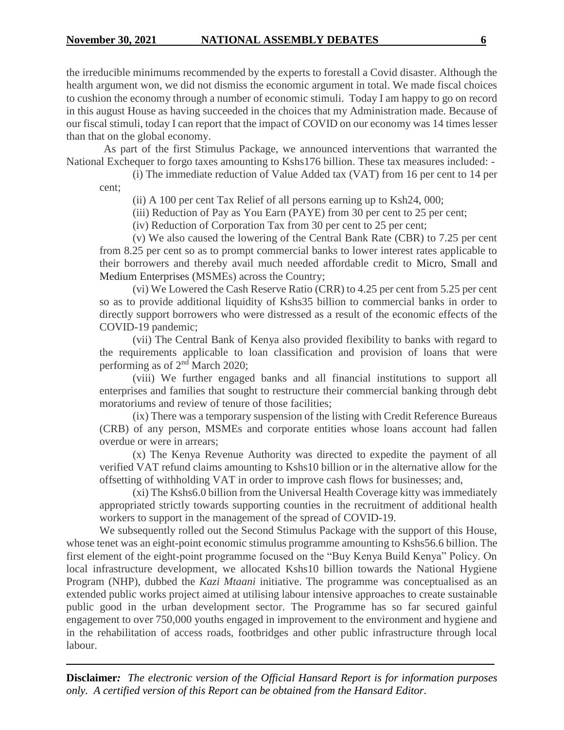the irreducible minimums recommended by the experts to forestall a Covid disaster. Although the health argument won, we did not dismiss the economic argument in total. We made fiscal choices to cushion the economy through a number of economic stimuli. Today I am happy to go on record in this august House as having succeeded in the choices that my Administration made. Because of our fiscal stimuli, today I can report that the impact of COVID on our economy was 14 times lesser than that on the global economy.

As part of the first Stimulus Package, we announced interventions that warranted the National Exchequer to forgo taxes amounting to Kshs176 billion. These tax measures included: -

(i) The immediate reduction of Value Added tax (VAT) from 16 per cent to 14 per cent;

(ii) A 100 per cent Tax Relief of all persons earning up to Ksh24, 000;

(iii) Reduction of Pay as You Earn (PAYE) from 30 per cent to 25 per cent;

(iv) Reduction of Corporation Tax from 30 per cent to 25 per cent;

(v) We also caused the lowering of the Central Bank Rate (CBR) to 7.25 per cent from 8.25 per cent so as to prompt commercial banks to lower interest rates applicable to their borrowers and thereby avail much needed affordable credit to Micro, Small and Medium Enterprises (MSMEs) across the Country;

(vi) We Lowered the Cash Reserve Ratio (CRR) to 4.25 per cent from 5.25 per cent so as to provide additional liquidity of Kshs35 billion to commercial banks in order to directly support borrowers who were distressed as a result of the economic effects of the COVID-19 pandemic;

(vii) The Central Bank of Kenya also provided flexibility to banks with regard to the requirements applicable to loan classification and provision of loans that were performing as of 2nd March 2020;

(viii) We further engaged banks and all financial institutions to support all enterprises and families that sought to restructure their commercial banking through debt moratoriums and review of tenure of those facilities;

(ix) There was a temporary suspension of the listing with Credit Reference Bureaus (CRB) of any person, MSMEs and corporate entities whose loans account had fallen overdue or were in arrears;

(x) The Kenya Revenue Authority was directed to expedite the payment of all verified VAT refund claims amounting to Kshs10 billion or in the alternative allow for the offsetting of withholding VAT in order to improve cash flows for businesses; and,

(xi) The Kshs6.0 billion from the Universal Health Coverage kitty was immediately appropriated strictly towards supporting counties in the recruitment of additional health workers to support in the management of the spread of COVID-19.

We subsequently rolled out the Second Stimulus Package with the support of this House, whose tenet was an eight-point economic stimulus programme amounting to Kshs56.6 billion. The first element of the eight-point programme focused on the "Buy Kenya Build Kenya" Policy. On local infrastructure development, we allocated Kshs10 billion towards the National Hygiene Program (NHP), dubbed the *Kazi Mtaani* initiative. The programme was conceptualised as an extended public works project aimed at utilising labour intensive approaches to create sustainable public good in the urban development sector. The Programme has so far secured gainful engagement to over 750,000 youths engaged in improvement to the environment and hygiene and in the rehabilitation of access roads, footbridges and other public infrastructure through local labour.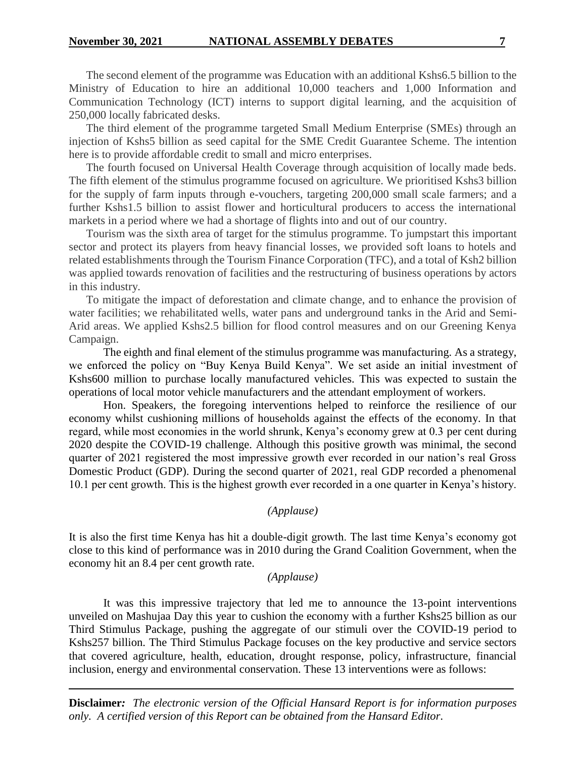The second element of the programme was Education with an additional Kshs6.5 billion to the Ministry of Education to hire an additional 10,000 teachers and 1,000 Information and Communication Technology (ICT) interns to support digital learning, and the acquisition of 250,000 locally fabricated desks.

The third element of the programme targeted Small Medium Enterprise (SMEs) through an injection of Kshs5 billion as seed capital for the SME Credit Guarantee Scheme. The intention here is to provide affordable credit to small and micro enterprises.

The fourth focused on Universal Health Coverage through acquisition of locally made beds. The fifth element of the stimulus programme focused on agriculture. We prioritised Kshs3 billion for the supply of farm inputs through e-vouchers, targeting 200,000 small scale farmers; and a further Kshs1.5 billion to assist flower and horticultural producers to access the international markets in a period where we had a shortage of flights into and out of our country.

Tourism was the sixth area of target for the stimulus programme. To jumpstart this important sector and protect its players from heavy financial losses, we provided soft loans to hotels and related establishments through the Tourism Finance Corporation (TFC), and a total of Ksh2 billion was applied towards renovation of facilities and the restructuring of business operations by actors in this industry.

To mitigate the impact of deforestation and climate change, and to enhance the provision of water facilities; we rehabilitated wells, water pans and underground tanks in the Arid and Semi-Arid areas. We applied Kshs2.5 billion for flood control measures and on our Greening Kenya Campaign.

The eighth and final element of the stimulus programme was manufacturing. As a strategy, we enforced the policy on "Buy Kenya Build Kenya". We set aside an initial investment of Kshs600 million to purchase locally manufactured vehicles. This was expected to sustain the operations of local motor vehicle manufacturers and the attendant employment of workers.

Hon. Speakers, the foregoing interventions helped to reinforce the resilience of our economy whilst cushioning millions of households against the effects of the economy. In that regard, while most economies in the world shrunk, Kenya's economy grew at 0.3 per cent during 2020 despite the COVID-19 challenge. Although this positive growth was minimal, the second quarter of 2021 registered the most impressive growth ever recorded in our nation's real Gross Domestic Product (GDP). During the second quarter of 2021, real GDP recorded a phenomenal 10.1 per cent growth. This is the highest growth ever recorded in a one quarter in Kenya's history.

*(Applause)*

It is also the first time Kenya has hit a double-digit growth. The last time Kenya's economy got close to this kind of performance was in 2010 during the Grand Coalition Government, when the economy hit an 8.4 per cent growth rate.

*(Applause)*

It was this impressive trajectory that led me to announce the 13-point interventions unveiled on Mashujaa Day this year to cushion the economy with a further Kshs25 billion as our Third Stimulus Package, pushing the aggregate of our stimuli over the COVID-19 period to Kshs257 billion. The Third Stimulus Package focuses on the key productive and service sectors that covered agriculture, health, education, drought response, policy, infrastructure, financial inclusion, energy and environmental conservation. These 13 interventions were as follows:

**Disclaimer***:* *The electronic version of the Official Hansard Report is for information purposes only. A certified version of this Report can be obtained from the Hansard Editor.*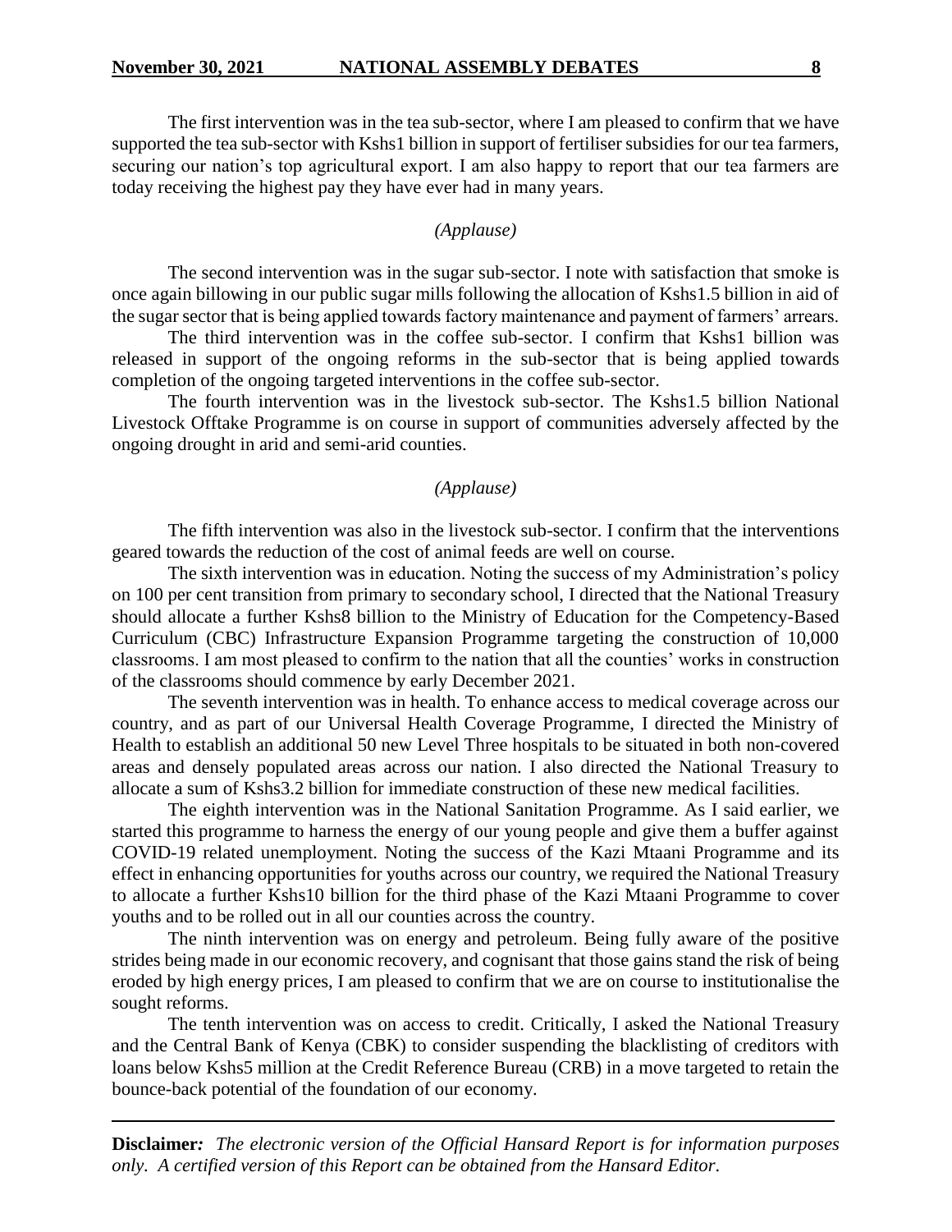The first intervention was in the tea sub-sector, where I am pleased to confirm that we have supported the tea sub-sector with Kshs1 billion in support of fertiliser subsidies for our tea farmers, securing our nation's top agricultural export. I am also happy to report that our tea farmers are today receiving the highest pay they have ever had in many years.

*(Applause)*

The second intervention was in the sugar sub-sector. I note with satisfaction that smoke is once again billowing in our public sugar mills following the allocation of Kshs1.5 billion in aid of the sugar sector that is being applied towards factory maintenance and payment of farmers' arrears.

The third intervention was in the coffee sub-sector. I confirm that Kshs1 billion was released in support of the ongoing reforms in the sub-sector that is being applied towards completion of the ongoing targeted interventions in the coffee sub-sector.

The fourth intervention was in the livestock sub-sector. The Kshs1.5 billion National Livestock Offtake Programme is on course in support of communities adversely affected by the ongoing drought in arid and semi-arid counties.

*(Applause)*

The fifth intervention was also in the livestock sub-sector. I confirm that the interventions geared towards the reduction of the cost of animal feeds are well on course.

The sixth intervention was in education. Noting the success of my Administration's policy on 100 per cent transition from primary to secondary school, I directed that the National Treasury should allocate a further Kshs8 billion to the Ministry of Education for the Competency-Based Curriculum (CBC) Infrastructure Expansion Programme targeting the construction of 10,000 classrooms. I am most pleased to confirm to the nation that all the counties' works in construction of the classrooms should commence by early December 2021.

The seventh intervention was in health. To enhance access to medical coverage across our country, and as part of our Universal Health Coverage Programme, I directed the Ministry of Health to establish an additional 50 new Level Three hospitals to be situated in both non-covered areas and densely populated areas across our nation. I also directed the National Treasury to allocate a sum of Kshs3.2 billion for immediate construction of these new medical facilities.

The eighth intervention was in the National Sanitation Programme. As I said earlier, we started this programme to harness the energy of our young people and give them a buffer against COVID-19 related unemployment. Noting the success of the Kazi Mtaani Programme and its effect in enhancing opportunities for youths across our country, we required the National Treasury to allocate a further Kshs10 billion for the third phase of the Kazi Mtaani Programme to cover youths and to be rolled out in all our counties across the country.

The ninth intervention was on energy and petroleum. Being fully aware of the positive strides being made in our economic recovery, and cognisant that those gains stand the risk of being eroded by high energy prices, I am pleased to confirm that we are on course to institutionalise the sought reforms.

The tenth intervention was on access to credit. Critically, I asked the National Treasury and the Central Bank of Kenya (CBK) to consider suspending the blacklisting of creditors with loans below Kshs5 million at the Credit Reference Bureau (CRB) in a move targeted to retain the bounce-back potential of the foundation of our economy.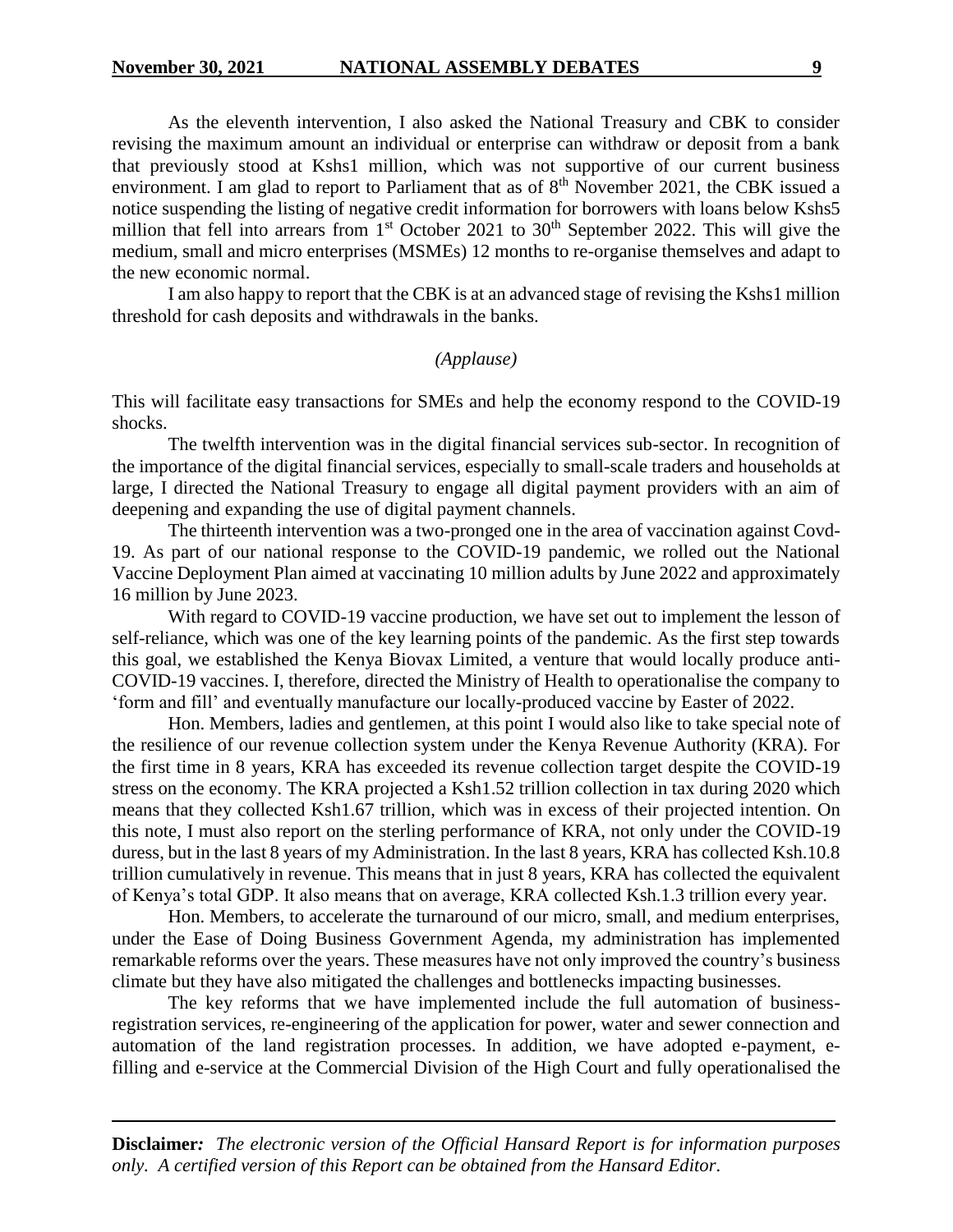As the eleventh intervention, I also asked the National Treasury and CBK to consider revising the maximum amount an individual or enterprise can withdraw or deposit from a bank that previously stood at Kshs1 million, which was not supportive of our current business environment. I am glad to report to Parliament that as of 8th November 2021, the CBK issued a notice suspending the listing of negative credit information for borrowers with loans below Kshs5 million that fell into arrears from 1st October 2021 to 30th September 2022. This will give the medium, small and micro enterprises (MSMEs) 12 months to re-organise themselves and adapt to the new economic normal.

I am also happy to report that the CBK is at an advanced stage of revising the Kshs1 million threshold for cash deposits and withdrawals in the banks.

*(Applause)*

This will facilitate easy transactions for SMEs and help the economy respond to the COVID-19 shocks.

The twelfth intervention was in the digital financial services sub-sector. In recognition of the importance of the digital financial services, especially to small-scale traders and households at large, I directed the National Treasury to engage all digital payment providers with an aim of deepening and expanding the use of digital payment channels.

The thirteenth intervention was a two-pronged one in the area of vaccination against Covd-19. As part of our national response to the COVID-19 pandemic, we rolled out the National Vaccine Deployment Plan aimed at vaccinating 10 million adults by June 2022 and approximately 16 million by June 2023.

With regard to COVID-19 vaccine production, we have set out to implement the lesson of self-reliance, which was one of the key learning points of the pandemic. As the first step towards this goal, we established the Kenya Biovax Limited, a venture that would locally produce anti-COVID-19 vaccines. I, therefore, directed the Ministry of Health to operationalise the company to 'form and fill' and eventually manufacture our locally-produced vaccine by Easter of 2022.

Hon. Members, ladies and gentlemen, at this point I would also like to take special note of the resilience of our revenue collection system under the Kenya Revenue Authority (KRA). For the first time in 8 years, KRA has exceeded its revenue collection target despite the COVID-19 stress on the economy. The KRA projected a Ksh1.52 trillion collection in tax during 2020 which means that they collected Ksh1.67 trillion, which was in excess of their projected intention. On this note, I must also report on the sterling performance of KRA, not only under the COVID-19 duress, but in the last 8 years of my Administration. In the last 8 years, KRA has collected Ksh.10.8 trillion cumulatively in revenue. This means that in just 8 years, KRA has collected the equivalent of Kenya's total GDP. It also means that on average, KRA collected Ksh.1.3 trillion every year.

Hon. Members, to accelerate the turnaround of our micro, small, and medium enterprises, under the Ease of Doing Business Government Agenda, my administration has implemented remarkable reforms over the years. These measures have not only improved the country's business climate but they have also mitigated the challenges and bottlenecks impacting businesses.

The key reforms that we have implemented include the full automation of business-registration services, re-engineering of the application for power, water and sewer connection and automation of the land registration processes. In addition, we have adopted e-payment, e-filling and e-service at the Commercial Division of the High Court and fully operationalised the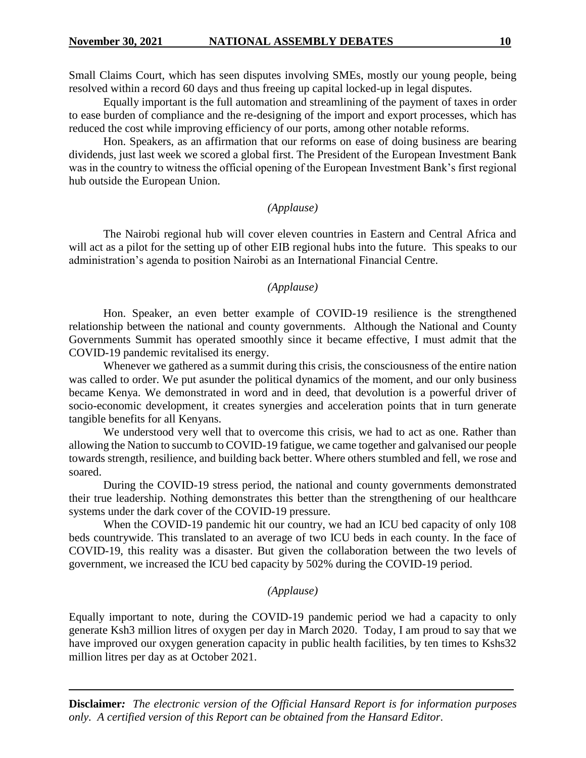Small Claims Court, which has seen disputes involving SMEs, mostly our young people, being resolved within a record 60 days and thus freeing up capital locked-up in legal disputes.

Equally important is the full automation and streamlining of the payment of taxes in order to ease burden of compliance and the re-designing of the import and export processes, which has reduced the cost while improving efficiency of our ports, among other notable reforms.

Hon. Speakers, as an affirmation that our reforms on ease of doing business are bearing dividends, just last week we scored a global first. The President of the European Investment Bank was in the country to witness the official opening of the European Investment Bank's first regional hub outside the European Union.

*(Applause)*

The Nairobi regional hub will cover eleven countries in Eastern and Central Africa and will act as a pilot for the setting up of other EIB regional hubs into the future. This speaks to our administration's agenda to position Nairobi as an International Financial Centre.

*(Applause)*

Hon. Speaker, an even better example of COVID-19 resilience is the strengthened relationship between the national and county governments. Although the National and County Governments Summit has operated smoothly since it became effective, I must admit that the COVID-19 pandemic revitalised its energy.

Whenever we gathered as a summit during this crisis, the consciousness of the entire nation was called to order. We put asunder the political dynamics of the moment, and our only business became Kenya. We demonstrated in word and in deed, that devolution is a powerful driver of socio-economic development, it creates synergies and acceleration points that in turn generate tangible benefits for all Kenyans.

We understood very well that to overcome this crisis, we had to act as one. Rather than allowing the Nation to succumb to COVID-19 fatigue, we came together and galvanised our people towards strength, resilience, and building back better. Where others stumbled and fell, we rose and soared.

During the COVID-19 stress period, the national and county governments demonstrated their true leadership. Nothing demonstrates this better than the strengthening of our healthcare systems under the dark cover of the COVID-19 pressure.

When the COVID-19 pandemic hit our country, we had an ICU bed capacity of only 108 beds countrywide. This translated to an average of two ICU beds in each county. In the face of COVID-19, this reality was a disaster. But given the collaboration between the two levels of government, we increased the ICU bed capacity by 502% during the COVID-19 period.

*(Applause)*

Equally important to note, during the COVID-19 pandemic period we had a capacity to only generate Ksh3 million litres of oxygen per day in March 2020. Today, I am proud to say that we have improved our oxygen generation capacity in public health facilities, by ten times to Kshs32 million litres per day as at October 2021.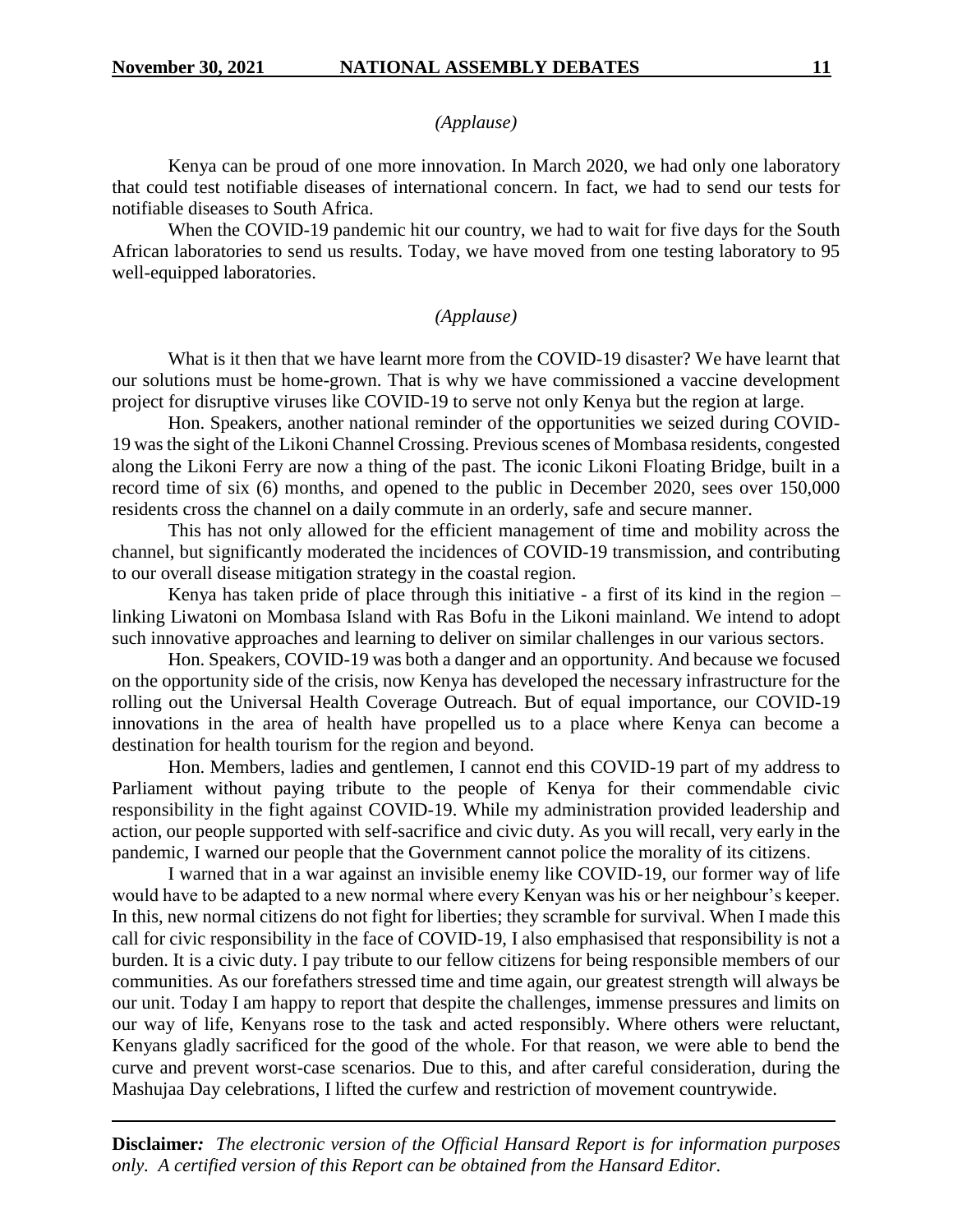*(Applause)*

Kenya can be proud of one more innovation. In March 2020, we had only one laboratory that could test notifiable diseases of international concern. In fact, we had to send our tests for notifiable diseases to South Africa.

When the COVID-19 pandemic hit our country, we had to wait for five days for the South African laboratories to send us results. Today, we have moved from one testing laboratory to 95 well-equipped laboratories.

*(Applause)*

What is it then that we have learnt more from the COVID-19 disaster? We have learnt that our solutions must be home-grown. That is why we have commissioned a vaccine development project for disruptive viruses like COVID-19 to serve not only Kenya but the region at large.

Hon. Speakers, another national reminder of the opportunities we seized during COVID-19 was the sight of the Likoni Channel Crossing. Previous scenes of Mombasa residents, congested along the Likoni Ferry are now a thing of the past. The iconic Likoni Floating Bridge, built in a record time of six (6) months, and opened to the public in December 2020, sees over 150,000 residents cross the channel on a daily commute in an orderly, safe and secure manner.

This has not only allowed for the efficient management of time and mobility across the channel, but significantly moderated the incidences of COVID-19 transmission, and contributing to our overall disease mitigation strategy in the coastal region.

Kenya has taken pride of place through this initiative - a first of its kind in the region – linking Liwatoni on Mombasa Island with Ras Bofu in the Likoni mainland. We intend to adopt such innovative approaches and learning to deliver on similar challenges in our various sectors.

Hon. Speakers, COVID-19 was both a danger and an opportunity. And because we focused on the opportunity side of the crisis, now Kenya has developed the necessary infrastructure for the rolling out the Universal Health Coverage Outreach. But of equal importance, our COVID-19 innovations in the area of health have propelled us to a place where Kenya can become a destination for health tourism for the region and beyond.

Hon. Members, ladies and gentlemen, I cannot end this COVID-19 part of my address to Parliament without paying tribute to the people of Kenya for their commendable civic responsibility in the fight against COVID-19. While my administration provided leadership and action, our people supported with self-sacrifice and civic duty. As you will recall, very early in the pandemic, I warned our people that the Government cannot police the morality of its citizens.

I warned that in a war against an invisible enemy like COVID-19, our former way of life would have to be adapted to a new normal where every Kenyan was his or her neighbour's keeper. In this, new normal citizens do not fight for liberties; they scramble for survival. When I made this call for civic responsibility in the face of COVID-19, I also emphasised that responsibility is not a burden. It is a civic duty. I pay tribute to our fellow citizens for being responsible members of our communities. As our forefathers stressed time and time again, our greatest strength will always be our unit. Today I am happy to report that despite the challenges, immense pressures and limits on our way of life, Kenyans rose to the task and acted responsibly. Where others were reluctant, Kenyans gladly sacrificed for the good of the whole. For that reason, we were able to bend the curve and prevent worst-case scenarios. Due to this, and after careful consideration, during the Mashujaa Day celebrations, I lifted the curfew and restriction of movement countrywide.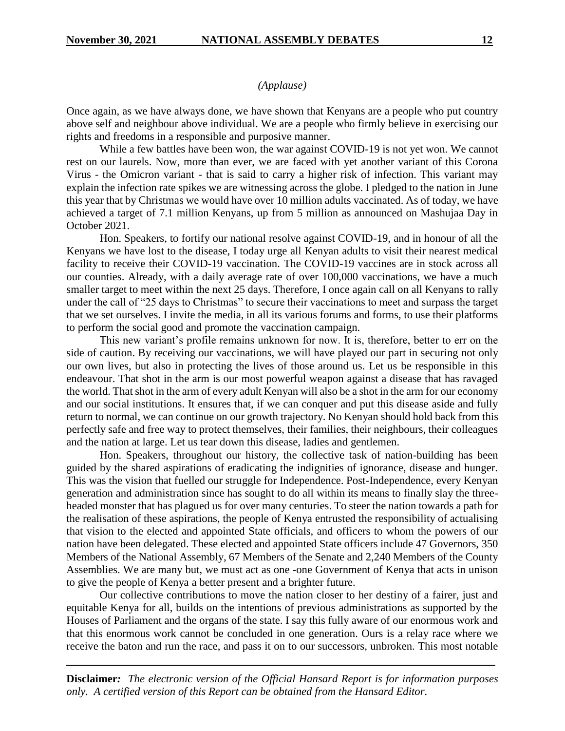*(Applause)*

Once again, as we have always done, we have shown that Kenyans are a people who put country above self and neighbour above individual. We are a people who firmly believe in exercising our rights and freedoms in a responsible and purposive manner.

While a few battles have been won, the war against COVID-19 is not yet won. We cannot rest on our laurels. Now, more than ever, we are faced with yet another variant of this Corona Virus - the Omicron variant - that is said to carry a higher risk of infection. This variant may explain the infection rate spikes we are witnessing across the globe. I pledged to the nation in June this year that by Christmas we would have over 10 million adults vaccinated. As of today, we have achieved a target of 7.1 million Kenyans, up from 5 million as announced on Mashujaa Day in October 2021.

Hon. Speakers, to fortify our national resolve against COVID-19, and in honour of all the Kenyans we have lost to the disease, I today urge all Kenyan adults to visit their nearest medical facility to receive their COVID-19 vaccination. The COVID-19 vaccines are in stock across all our counties. Already, with a daily average rate of over 100,000 vaccinations, we have a much smaller target to meet within the next 25 days. Therefore, I once again call on all Kenyans to rally under the call of "25 days to Christmas" to secure their vaccinations to meet and surpass the target that we set ourselves. I invite the media, in all its various forums and forms, to use their platforms to perform the social good and promote the vaccination campaign.

This new variant's profile remains unknown for now. It is, therefore, better to err on the side of caution. By receiving our vaccinations, we will have played our part in securing not only our own lives, but also in protecting the lives of those around us. Let us be responsible in this endeavour. That shot in the arm is our most powerful weapon against a disease that has ravaged the world. That shot in the arm of every adult Kenyan will also be a shot in the arm for our economy and our social institutions. It ensures that, if we can conquer and put this disease aside and fully return to normal, we can continue on our growth trajectory. No Kenyan should hold back from this perfectly safe and free way to protect themselves, their families, their neighbours, their colleagues and the nation at large. Let us tear down this disease, ladies and gentlemen.

Hon. Speakers, throughout our history, the collective task of nation-building has been guided by the shared aspirations of eradicating the indignities of ignorance, disease and hunger. This was the vision that fuelled our struggle for Independence. Post-Independence, every Kenyan generation and administration since has sought to do all within its means to finally slay the three-headed monster that has plagued us for over many centuries. To steer the nation towards a path for the realisation of these aspirations, the people of Kenya entrusted the responsibility of actualising that vision to the elected and appointed State officials, and officers to whom the powers of our nation have been delegated. These elected and appointed State officers include 47 Governors, 350 Members of the National Assembly, 67 Members of the Senate and 2,240 Members of the County Assemblies. We are many but, we must act as one -one Government of Kenya that acts in unison to give the people of Kenya a better present and a brighter future.

Our collective contributions to move the nation closer to her destiny of a fairer, just and equitable Kenya for all, builds on the intentions of previous administrations as supported by the Houses of Parliament and the organs of the state. I say this fully aware of our enormous work and that this enormous work cannot be concluded in one generation. Ours is a relay race where we receive the baton and run the race, and pass it on to our successors, unbroken. This most notable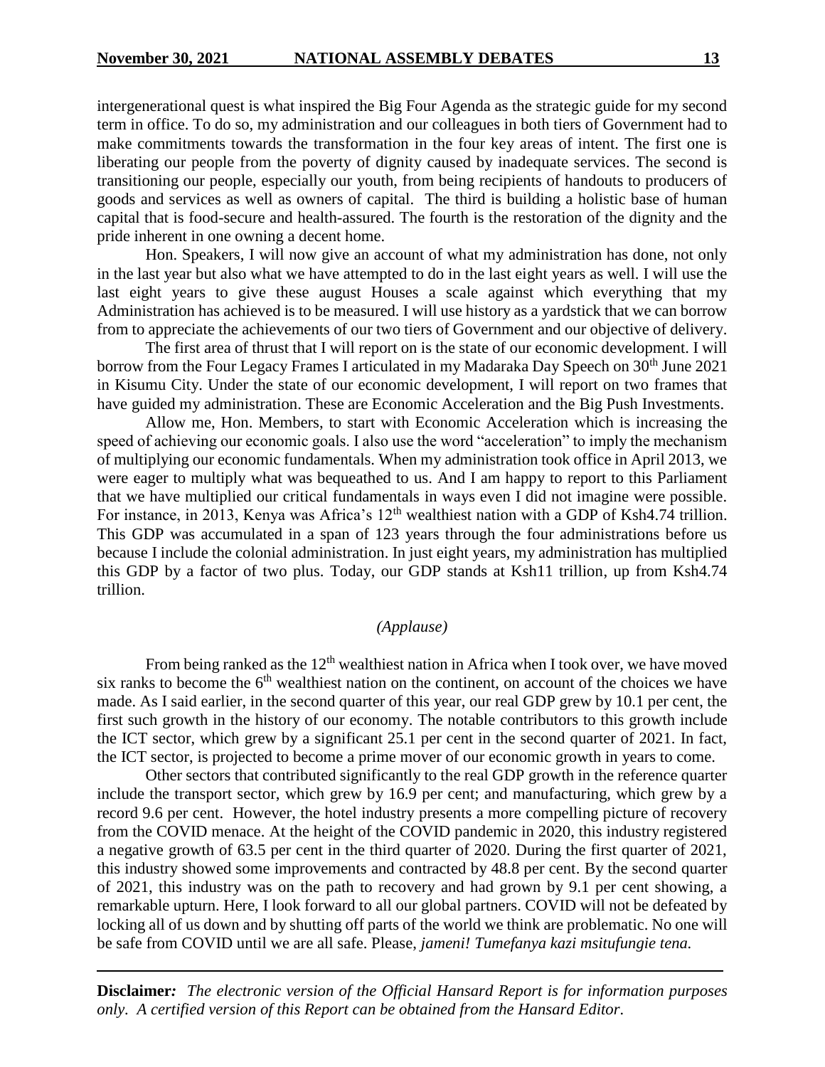intergenerational quest is what inspired the Big Four Agenda as the strategic guide for my second term in office. To do so, my administration and our colleagues in both tiers of Government had to make commitments towards the transformation in the four key areas of intent. The first one is liberating our people from the poverty of dignity caused by inadequate services. The second is transitioning our people, especially our youth, from being recipients of handouts to producers of goods and services as well as owners of capital. The third is building a holistic base of human capital that is food-secure and health-assured. The fourth is the restoration of the dignity and the pride inherent in one owning a decent home.

Hon. Speakers, I will now give an account of what my administration has done, not only in the last year but also what we have attempted to do in the last eight years as well. I will use the last eight years to give these august Houses a scale against which everything that my Administration has achieved is to be measured. I will use history as a yardstick that we can borrow from to appreciate the achievements of our two tiers of Government and our objective of delivery.

The first area of thrust that I will report on is the state of our economic development. I will borrow from the Four Legacy Frames I articulated in my Madaraka Day Speech on 30th June 2021 in Kisumu City. Under the state of our economic development, I will report on two frames that have guided my administration. These are Economic Acceleration and the Big Push Investments.

Allow me, Hon. Members, to start with Economic Acceleration which is increasing the speed of achieving our economic goals. I also use the word "acceleration" to imply the mechanism of multiplying our economic fundamentals. When my administration took office in April 2013, we were eager to multiply what was bequeathed to us. And I am happy to report to this Parliament that we have multiplied our critical fundamentals in ways even I did not imagine were possible. For instance, in 2013, Kenya was Africa's 12th wealthiest nation with a GDP of Ksh4.74 trillion. This GDP was accumulated in a span of 123 years through the four administrations before us because I include the colonial administration. In just eight years, my administration has multiplied this GDP by a factor of two plus. Today, our GDP stands at Ksh11 trillion, up from Ksh4.74 trillion.

*(Applause)*

From being ranked as the 12th wealthiest nation in Africa when I took over, we have moved six ranks to become the 6th wealthiest nation on the continent, on account of the choices we have made. As I said earlier, in the second quarter of this year, our real GDP grew by 10.1 per cent, the first such growth in the history of our economy. The notable contributors to this growth include the ICT sector, which grew by a significant 25.1 per cent in the second quarter of 2021. In fact, the ICT sector, is projected to become a prime mover of our economic growth in years to come.

Other sectors that contributed significantly to the real GDP growth in the reference quarter include the transport sector, which grew by 16.9 per cent; and manufacturing, which grew by a record 9.6 per cent. However, the hotel industry presents a more compelling picture of recovery from the COVID menace. At the height of the COVID pandemic in 2020, this industry registered a negative growth of 63.5 per cent in the third quarter of 2020. During the first quarter of 2021, this industry showed some improvements and contracted by 48.8 per cent. By the second quarter of 2021, this industry was on the path to recovery and had grown by 9.1 per cent showing, a remarkable upturn. Here, I look forward to all our global partners. COVID will not be defeated by locking all of us down and by shutting off parts of the world we think are problematic. No one will be safe from COVID until we are all safe. Please, *jameni! Tumefanya kazi msitufungie tena.*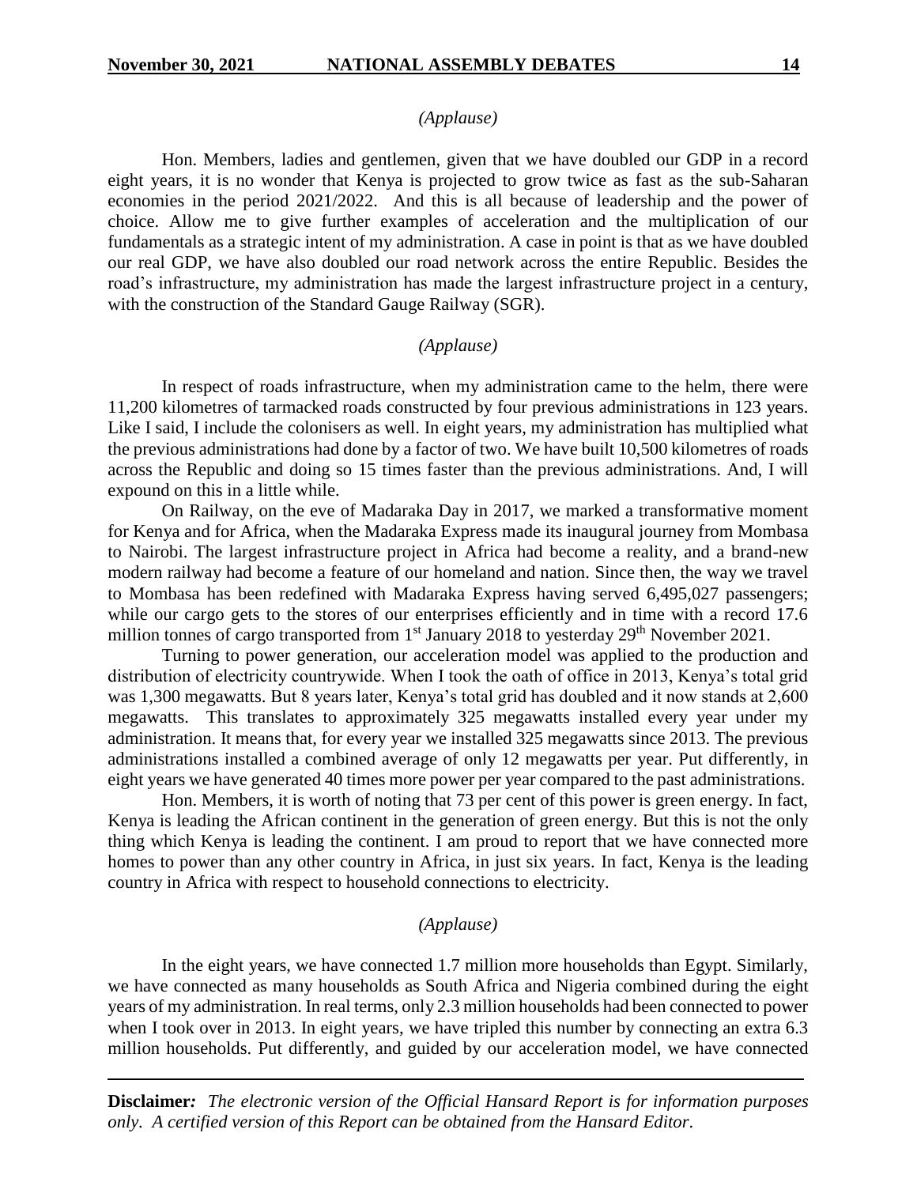*(Applause)*

Hon. Members, ladies and gentlemen, given that we have doubled our GDP in a record eight years, it is no wonder that Kenya is projected to grow twice as fast as the sub-Saharan economies in the period 2021/2022. And this is all because of leadership and the power of choice. Allow me to give further examples of acceleration and the multiplication of our fundamentals as a strategic intent of my administration. A case in point is that as we have doubled our real GDP, we have also doubled our road network across the entire Republic. Besides the road's infrastructure, my administration has made the largest infrastructure project in a century, with the construction of the Standard Gauge Railway (SGR).

*(Applause)*

In respect of roads infrastructure, when my administration came to the helm, there were 11,200 kilometres of tarmacked roads constructed by four previous administrations in 123 years. Like I said, I include the colonisers as well. In eight years, my administration has multiplied what the previous administrations had done by a factor of two. We have built 10,500 kilometres of roads across the Republic and doing so 15 times faster than the previous administrations. And, I will expound on this in a little while.

On Railway, on the eve of Madaraka Day in 2017, we marked a transformative moment for Kenya and for Africa, when the Madaraka Express made its inaugural journey from Mombasa to Nairobi. The largest infrastructure project in Africa had become a reality, and a brand-new modern railway had become a feature of our homeland and nation. Since then, the way we travel to Mombasa has been redefined with Madaraka Express having served 6,495,027 passengers; while our cargo gets to the stores of our enterprises efficiently and in time with a record 17.6 million tonnes of cargo transported from 1st January 2018 to yesterday 29th November 2021.

Turning to power generation, our acceleration model was applied to the production and distribution of electricity countrywide. When I took the oath of office in 2013, Kenya's total grid was 1,300 megawatts. But 8 years later, Kenya's total grid has doubled and it now stands at 2,600 megawatts. This translates to approximately 325 megawatts installed every year under my administration. It means that, for every year we installed 325 megawatts since 2013. The previous administrations installed a combined average of only 12 megawatts per year. Put differently, in eight years we have generated 40 times more power per year compared to the past administrations.

Hon. Members, it is worth of noting that 73 per cent of this power is green energy. In fact, Kenya is leading the African continent in the generation of green energy. But this is not the only thing which Kenya is leading the continent. I am proud to report that we have connected more homes to power than any other country in Africa, in just six years. In fact, Kenya is the leading country in Africa with respect to household connections to electricity.

*(Applause)*

In the eight years, we have connected 1.7 million more households than Egypt. Similarly, we have connected as many households as South Africa and Nigeria combined during the eight years of my administration. In real terms, only 2.3 million households had been connected to power when I took over in 2013. In eight years, we have tripled this number by connecting an extra 6.3 million households. Put differently, and guided by our acceleration model, we have connected

**Disclaimer:** *The electronic version of the Official Hansard Report is for information purposes only. A certified version of this Report can be obtained from the Hansard Editor.*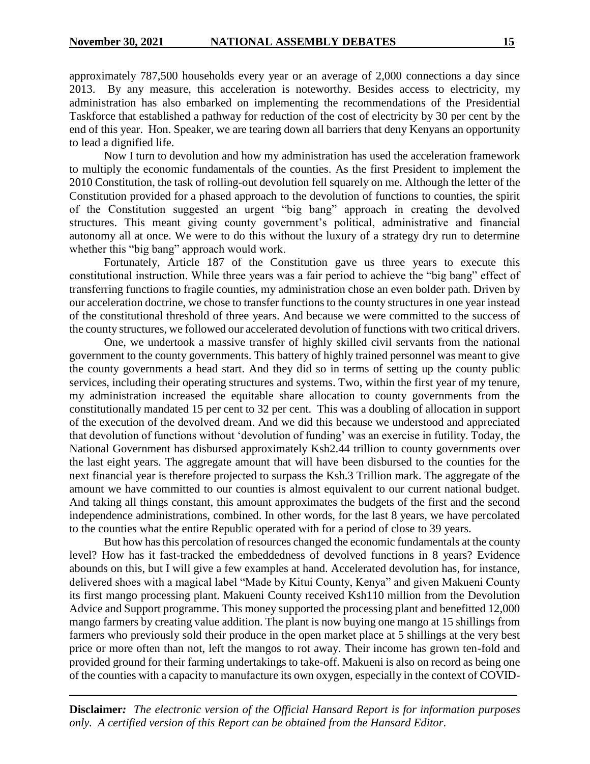approximately 787,500 households every year or an average of 2,000 connections a day since 2013. By any measure, this acceleration is noteworthy. Besides access to electricity, my administration has also embarked on implementing the recommendations of the Presidential Taskforce that established a pathway for reduction of the cost of electricity by 30 per cent by the end of this year. Hon. Speaker, we are tearing down all barriers that deny Kenyans an opportunity to lead a dignified life.

Now I turn to devolution and how my administration has used the acceleration framework to multiply the economic fundamentals of the counties. As the first President to implement the 2010 Constitution, the task of rolling-out devolution fell squarely on me. Although the letter of the Constitution provided for a phased approach to the devolution of functions to counties, the spirit of the Constitution suggested an urgent "big bang" approach in creating the devolved structures. This meant giving county government's political, administrative and financial autonomy all at once. We were to do this without the luxury of a strategy dry run to determine whether this "big bang" approach would work.

Fortunately, Article 187 of the Constitution gave us three years to execute this constitutional instruction. While three years was a fair period to achieve the "big bang" effect of transferring functions to fragile counties, my administration chose an even bolder path. Driven by our acceleration doctrine, we chose to transfer functions to the county structures in one year instead of the constitutional threshold of three years. And because we were committed to the success of the county structures, we followed our accelerated devolution of functions with two critical drivers.

One, we undertook a massive transfer of highly skilled civil servants from the national government to the county governments. This battery of highly trained personnel was meant to give the county governments a head start. And they did so in terms of setting up the county public services, including their operating structures and systems. Two, within the first year of my tenure, my administration increased the equitable share allocation to county governments from the constitutionally mandated 15 per cent to 32 per cent. This was a doubling of allocation in support of the execution of the devolved dream. And we did this because we understood and appreciated that devolution of functions without 'devolution of funding' was an exercise in futility. Today, the National Government has disbursed approximately Ksh2.44 trillion to county governments over the last eight years. The aggregate amount that will have been disbursed to the counties for the next financial year is therefore projected to surpass the Ksh.3 Trillion mark. The aggregate of the amount we have committed to our counties is almost equivalent to our current national budget. And taking all things constant, this amount approximates the budgets of the first and the second independence administrations, combined. In other words, for the last 8 years, we have percolated to the counties what the entire Republic operated with for a period of close to 39 years.

But how has this percolation of resources changed the economic fundamentals at the county level? How has it fast-tracked the embeddedness of devolved functions in 8 years? Evidence abounds on this, but I will give a few examples at hand. Accelerated devolution has, for instance, delivered shoes with a magical label "Made by Kitui County, Kenya" and given Makueni County its first mango processing plant. Makueni County received Ksh110 million from the Devolution Advice and Support programme. This money supported the processing plant and benefitted 12,000 mango farmers by creating value addition. The plant is now buying one mango at 15 shillings from farmers who previously sold their produce in the open market place at 5 shillings at the very best price or more often than not, left the mangos to rot away. Their income has grown ten-fold and provided ground for their farming undertakings to take-off. Makueni is also on record as being one of the counties with a capacity to manufacture its own oxygen, especially in the context of COVID-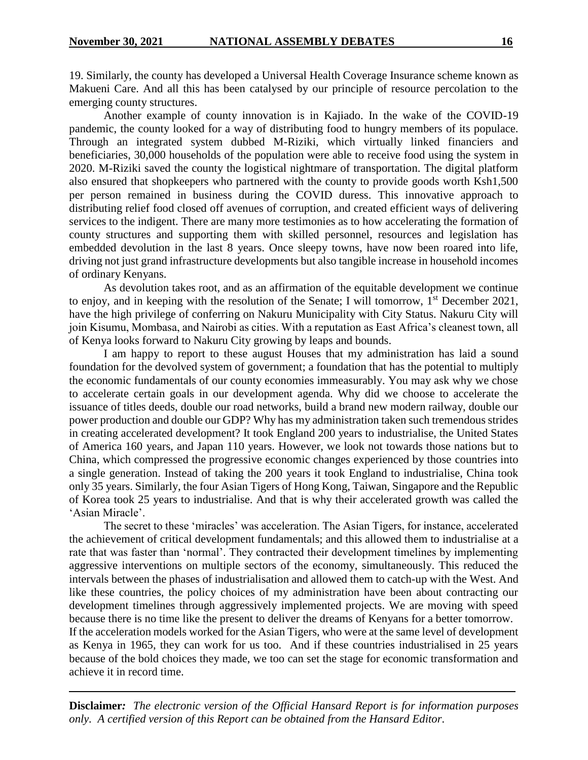19. Similarly, the county has developed a Universal Health Coverage Insurance scheme known as Makueni Care. And all this has been catalysed by our principle of resource percolation to the emerging county structures.

Another example of county innovation is in Kajiado. In the wake of the COVID-19 pandemic, the county looked for a way of distributing food to hungry members of its populace. Through an integrated system dubbed M-Riziki, which virtually linked financiers and beneficiaries, 30,000 households of the population were able to receive food using the system in 2020. M-Riziki saved the county the logistical nightmare of transportation. The digital platform also ensured that shopkeepers who partnered with the county to provide goods worth Ksh1,500 per person remained in business during the COVID duress. This innovative approach to distributing relief food closed off avenues of corruption, and created efficient ways of delivering services to the indigent. There are many more testimonies as to how accelerating the formation of county structures and supporting them with skilled personnel, resources and legislation has embedded devolution in the last 8 years. Once sleepy towns, have now been roared into life, driving not just grand infrastructure developments but also tangible increase in household incomes of ordinary Kenyans.

As devolution takes root, and as an affirmation of the equitable development we continue to enjoy, and in keeping with the resolution of the Senate; I will tomorrow, 1st December 2021, have the high privilege of conferring on Nakuru Municipality with City Status. Nakuru City will join Kisumu, Mombasa, and Nairobi as cities. With a reputation as East Africa's cleanest town, all of Kenya looks forward to Nakuru City growing by leaps and bounds.

I am happy to report to these august Houses that my administration has laid a sound foundation for the devolved system of government; a foundation that has the potential to multiply the economic fundamentals of our county economies immeasurably. You may ask why we chose to accelerate certain goals in our development agenda. Why did we choose to accelerate the issuance of titles deeds, double our road networks, build a brand new modern railway, double our power production and double our GDP? Why has my administration taken such tremendous strides in creating accelerated development? It took England 200 years to industrialise, the United States of America 160 years, and Japan 110 years. However, we look not towards those nations but to China, which compressed the progressive economic changes experienced by those countries into a single generation. Instead of taking the 200 years it took England to industrialise, China took only 35 years. Similarly, the four Asian Tigers of Hong Kong, Taiwan, Singapore and the Republic of Korea took 25 years to industrialise. And that is why their accelerated growth was called the 'Asian Miracle'.

The secret to these 'miracles' was acceleration. The Asian Tigers, for instance, accelerated the achievement of critical development fundamentals; and this allowed them to industrialise at a rate that was faster than 'normal'. They contracted their development timelines by implementing aggressive interventions on multiple sectors of the economy, simultaneously. This reduced the intervals between the phases of industrialisation and allowed them to catch-up with the West. And like these countries, the policy choices of my administration have been about contracting our development timelines through aggressively implemented projects. We are moving with speed because there is no time like the present to deliver the dreams of Kenyans for a better tomorrow.

If the acceleration models worked for the Asian Tigers, who were at the same level of development as Kenya in 1965, they can work for us too. And if these countries industrialised in 25 years because of the bold choices they made, we too can set the stage for economic transformation and achieve it in record time.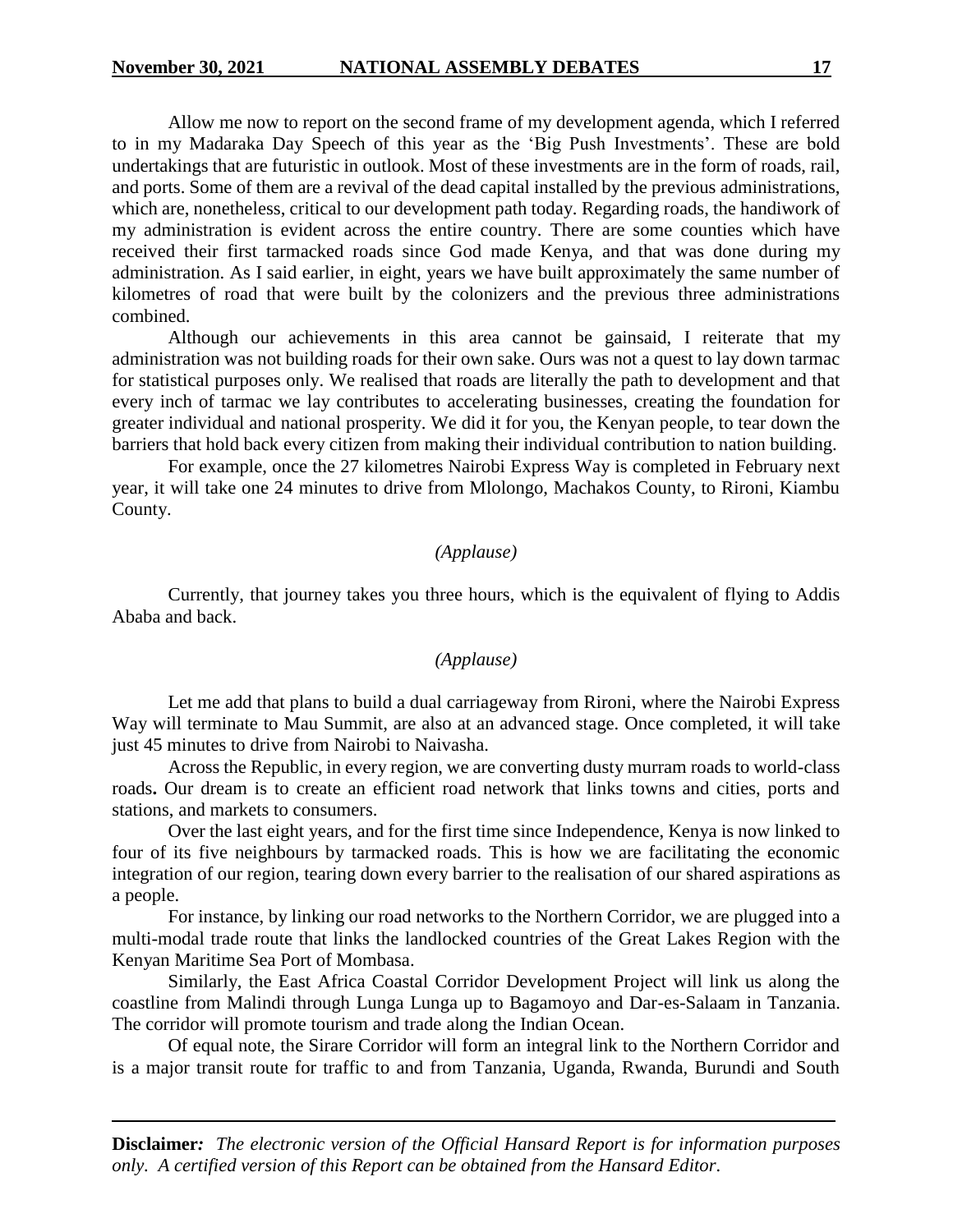Allow me now to report on the second frame of my development agenda, which I referred to in my Madaraka Day Speech of this year as the 'Big Push Investments'. These are bold undertakings that are futuristic in outlook. Most of these investments are in the form of roads, rail, and ports. Some of them are a revival of the dead capital installed by the previous administrations, which are, nonetheless, critical to our development path today. Regarding roads, the handiwork of my administration is evident across the entire country. There are some counties which have received their first tarmacked roads since God made Kenya, and that was done during my administration. As I said earlier, in eight, years we have built approximately the same number of kilometres of road that were built by the colonizers and the previous three administrations combined.

Although our achievements in this area cannot be gainsaid, I reiterate that my administration was not building roads for their own sake. Ours was not a quest to lay down tarmac for statistical purposes only. We realised that roads are literally the path to development and that every inch of tarmac we lay contributes to accelerating businesses, creating the foundation for greater individual and national prosperity. We did it for you, the Kenyan people, to tear down the barriers that hold back every citizen from making their individual contribution to nation building.

For example, once the 27 kilometres Nairobi Express Way is completed in February next year, it will take one 24 minutes to drive from Mlolongo, Machakos County, to Rironi, Kiambu County.

*(Applause)*

Currently, that journey takes you three hours, which is the equivalent of flying to Addis Ababa and back.

*(Applause)*

Let me add that plans to build a dual carriageway from Rironi, where the Nairobi Express Way will terminate to Mau Summit, are also at an advanced stage. Once completed, it will take just 45 minutes to drive from Nairobi to Naivasha.

Across the Republic, in every region, we are converting dusty murram roads to world-class roads**.** Our dream is to create an efficient road network that links towns and cities, ports and stations, and markets to consumers.

Over the last eight years, and for the first time since Independence, Kenya is now linked to four of its five neighbours by tarmacked roads. This is how we are facilitating the economic integration of our region, tearing down every barrier to the realisation of our shared aspirations as a people.

For instance, by linking our road networks to the Northern Corridor, we are plugged into a multi-modal trade route that links the landlocked countries of the Great Lakes Region with the Kenyan Maritime Sea Port of Mombasa.

Similarly, the East Africa Coastal Corridor Development Project will link us along the coastline from Malindi through Lunga Lunga up to Bagamoyo and Dar-es-Salaam in Tanzania. The corridor will promote tourism and trade along the Indian Ocean.

Of equal note, the Sirare Corridor will form an integral link to the Northern Corridor and is a major transit route for traffic to and from Tanzania, Uganda, Rwanda, Burundi and South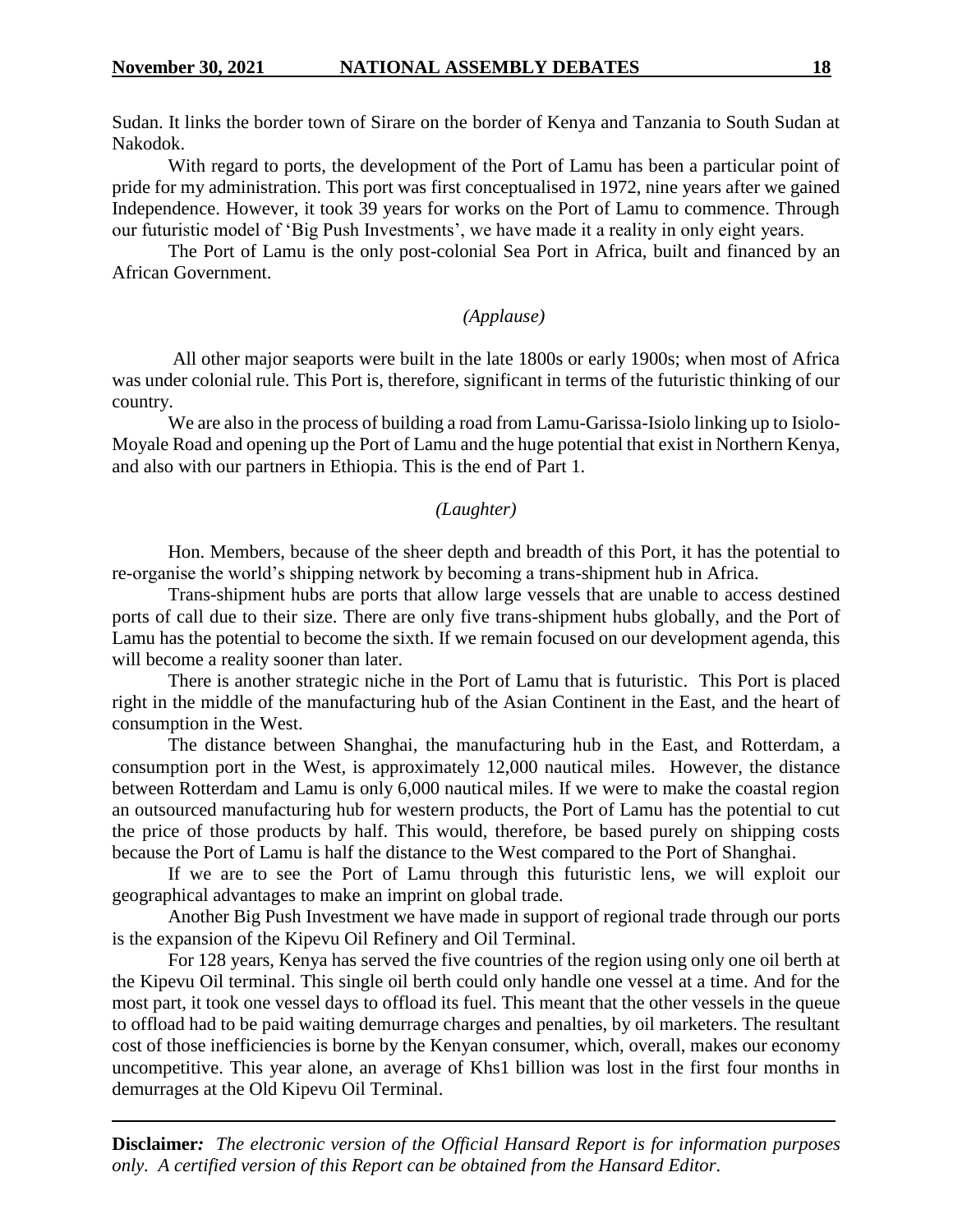Sudan. It links the border town of Sirare on the border of Kenya and Tanzania to South Sudan at Nakodok.

With regard to ports, the development of the Port of Lamu has been a particular point of pride for my administration. This port was first conceptualised in 1972, nine years after we gained Independence. However, it took 39 years for works on the Port of Lamu to commence. Through our futuristic model of 'Big Push Investments', we have made it a reality in only eight years.

The Port of Lamu is the only post-colonial Sea Port in Africa, built and financed by an African Government.

*(Applause)*

All other major seaports were built in the late 1800s or early 1900s; when most of Africa was under colonial rule. This Port is, therefore, significant in terms of the futuristic thinking of our country.

We are also in the process of building a road from Lamu-Garissa-Isiolo linking up to Isiolo-Moyale Road and opening up the Port of Lamu and the huge potential that exist in Northern Kenya, and also with our partners in Ethiopia. This is the end of Part 1.

*(Laughter)*

Hon. Members, because of the sheer depth and breadth of this Port, it has the potential to re-organise the world's shipping network by becoming a trans-shipment hub in Africa.

Trans-shipment hubs are ports that allow large vessels that are unable to access destined ports of call due to their size. There are only five trans-shipment hubs globally, and the Port of Lamu has the potential to become the sixth. If we remain focused on our development agenda, this will become a reality sooner than later.

There is another strategic niche in the Port of Lamu that is futuristic. This Port is placed right in the middle of the manufacturing hub of the Asian Continent in the East, and the heart of consumption in the West.

The distance between Shanghai, the manufacturing hub in the East, and Rotterdam, a consumption port in the West, is approximately 12,000 nautical miles. However, the distance between Rotterdam and Lamu is only 6,000 nautical miles. If we were to make the coastal region an outsourced manufacturing hub for western products, the Port of Lamu has the potential to cut the price of those products by half. This would, therefore, be based purely on shipping costs because the Port of Lamu is half the distance to the West compared to the Port of Shanghai.

If we are to see the Port of Lamu through this futuristic lens, we will exploit our geographical advantages to make an imprint on global trade.

Another Big Push Investment we have made in support of regional trade through our ports is the expansion of the Kipevu Oil Refinery and Oil Terminal.

For 128 years, Kenya has served the five countries of the region using only one oil berth at the Kipevu Oil terminal. This single oil berth could only handle one vessel at a time. And for the most part, it took one vessel days to offload its fuel. This meant that the other vessels in the queue to offload had to be paid waiting demurrage charges and penalties, by oil marketers. The resultant cost of those inefficiencies is borne by the Kenyan consumer, which, overall, makes our economy uncompetitive. This year alone, an average of Khs1 billion was lost in the first four months in demurrages at the Old Kipevu Oil Terminal.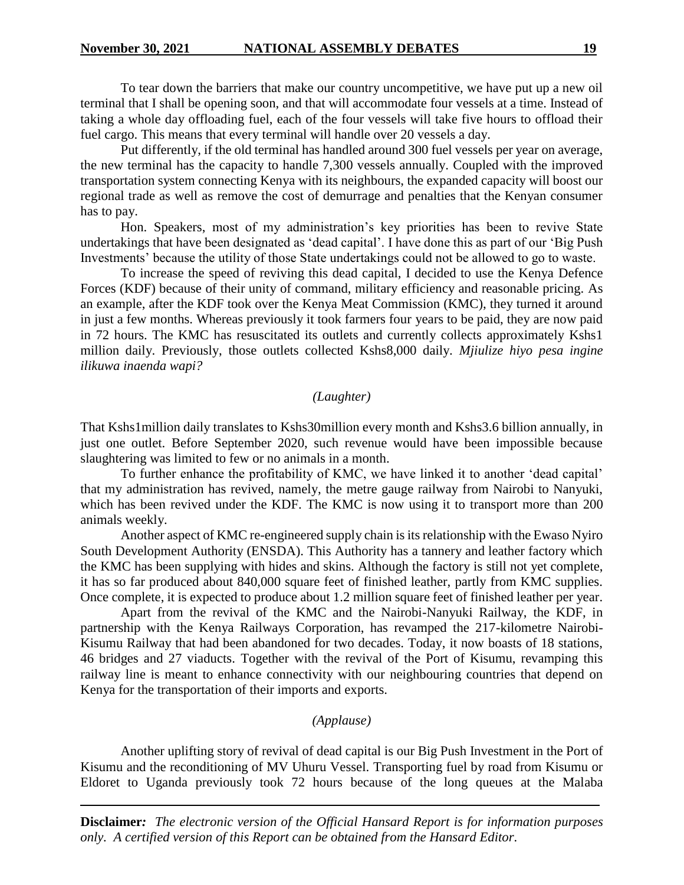To tear down the barriers that make our country uncompetitive, we have put up a new oil terminal that I shall be opening soon, and that will accommodate four vessels at a time. Instead of taking a whole day offloading fuel, each of the four vessels will take five hours to offload their fuel cargo. This means that every terminal will handle over 20 vessels a day.

Put differently, if the old terminal has handled around 300 fuel vessels per year on average, the new terminal has the capacity to handle 7,300 vessels annually. Coupled with the improved transportation system connecting Kenya with its neighbours, the expanded capacity will boost our regional trade as well as remove the cost of demurrage and penalties that the Kenyan consumer has to pay.

Hon. Speakers, most of my administration's key priorities has been to revive State undertakings that have been designated as 'dead capital'. I have done this as part of our 'Big Push Investments' because the utility of those State undertakings could not be allowed to go to waste.

To increase the speed of reviving this dead capital, I decided to use the Kenya Defence Forces (KDF) because of their unity of command, military efficiency and reasonable pricing. As an example, after the KDF took over the Kenya Meat Commission (KMC), they turned it around in just a few months. Whereas previously it took farmers four years to be paid, they are now paid in 72 hours. The KMC has resuscitated its outlets and currently collects approximately Kshs1 million daily. Previously, those outlets collected Kshs8,000 daily. *Mjiulize hiyo pesa ingine ilikuwa inaenda wapi?*

*(Laughter)*

That Kshs1million daily translates to Kshs30million every month and Kshs3.6 billion annually, in just one outlet. Before September 2020, such revenue would have been impossible because slaughtering was limited to few or no animals in a month.

To further enhance the profitability of KMC, we have linked it to another 'dead capital' that my administration has revived, namely, the metre gauge railway from Nairobi to Nanyuki, which has been revived under the KDF. The KMC is now using it to transport more than 200 animals weekly.

Another aspect of KMC re-engineered supply chain is its relationship with the Ewaso Nyiro South Development Authority (ENSDA). This Authority has a tannery and leather factory which the KMC has been supplying with hides and skins. Although the factory is still not yet complete, it has so far produced about 840,000 square feet of finished leather, partly from KMC supplies. Once complete, it is expected to produce about 1.2 million square feet of finished leather per year.

Apart from the revival of the KMC and the Nairobi-Nanyuki Railway, the KDF, in partnership with the Kenya Railways Corporation, has revamped the 217-kilometre Nairobi-Kisumu Railway that had been abandoned for two decades. Today, it now boasts of 18 stations, 46 bridges and 27 viaducts. Together with the revival of the Port of Kisumu, revamping this railway line is meant to enhance connectivity with our neighbouring countries that depend on Kenya for the transportation of their imports and exports.

*(Applause)*

Another uplifting story of revival of dead capital is our Big Push Investment in the Port of Kisumu and the reconditioning of MV Uhuru Vessel. Transporting fuel by road from Kisumu or Eldoret to Uganda previously took 72 hours because of the long queues at the Malaba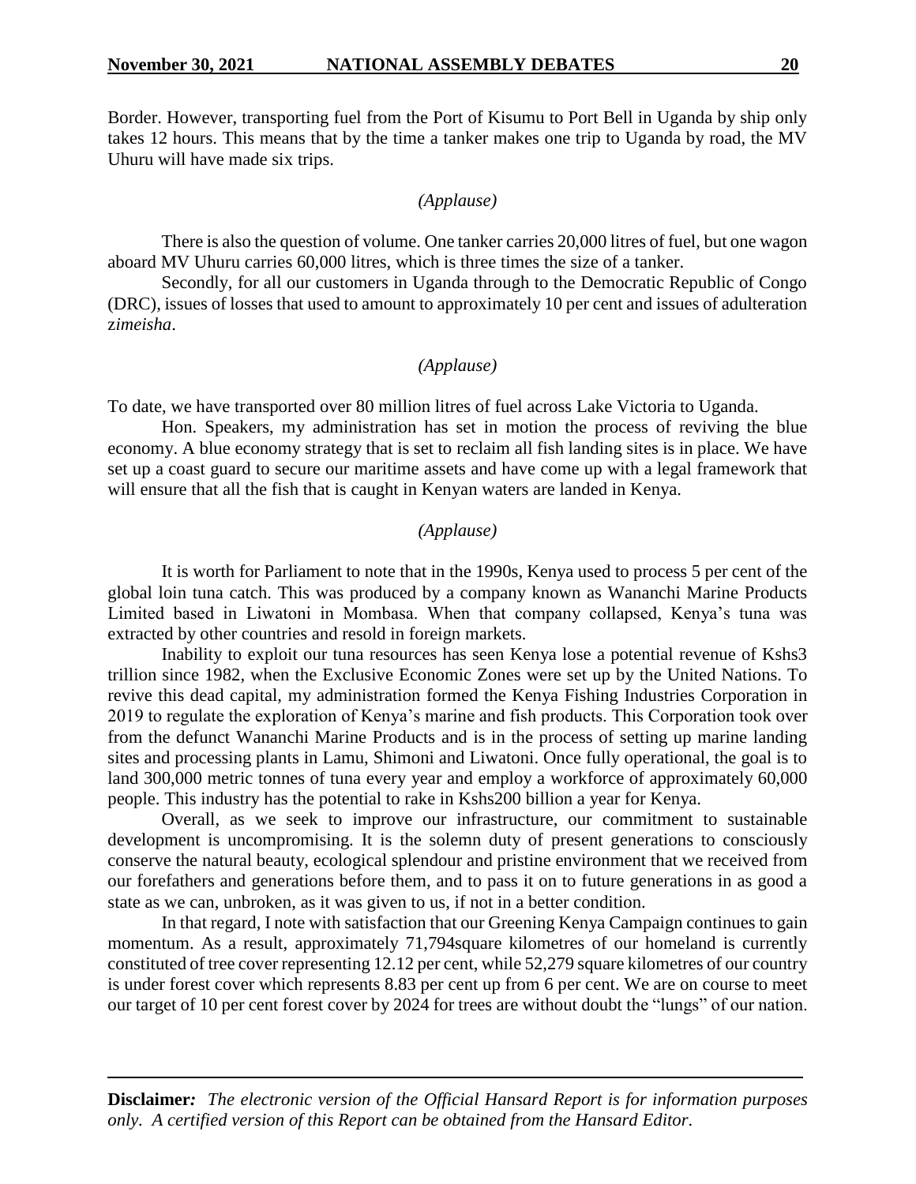Border. However, transporting fuel from the Port of Kisumu to Port Bell in Uganda by ship only takes 12 hours. This means that by the time a tanker makes one trip to Uganda by road, the MV Uhuru will have made six trips.

*(Applause)*

There is also the question of volume. One tanker carries 20,000 litres of fuel, but one wagon aboard MV Uhuru carries 60,000 litres, which is three times the size of a tanker.

Secondly, for all our customers in Uganda through to the Democratic Republic of Congo (DRC), issues of losses that used to amount to approximately 10 per cent and issues of adulteration z*imeisha*.

*(Applause)*

To date, we have transported over 80 million litres of fuel across Lake Victoria to Uganda.

Hon. Speakers, my administration has set in motion the process of reviving the blue economy. A blue economy strategy that is set to reclaim all fish landing sites is in place. We have set up a coast guard to secure our maritime assets and have come up with a legal framework that will ensure that all the fish that is caught in Kenyan waters are landed in Kenya.

*(Applause)*

It is worth for Parliament to note that in the 1990s, Kenya used to process 5 per cent of the global loin tuna catch. This was produced by a company known as Wananchi Marine Products Limited based in Liwatoni in Mombasa. When that company collapsed, Kenya's tuna was extracted by other countries and resold in foreign markets.

Inability to exploit our tuna resources has seen Kenya lose a potential revenue of Kshs3 trillion since 1982, when the Exclusive Economic Zones were set up by the United Nations. To revive this dead capital, my administration formed the Kenya Fishing Industries Corporation in 2019 to regulate the exploration of Kenya's marine and fish products. This Corporation took over from the defunct Wananchi Marine Products and is in the process of setting up marine landing sites and processing plants in Lamu, Shimoni and Liwatoni. Once fully operational, the goal is to land 300,000 metric tonnes of tuna every year and employ a workforce of approximately 60,000 people. This industry has the potential to rake in Kshs200 billion a year for Kenya.

Overall, as we seek to improve our infrastructure, our commitment to sustainable development is uncompromising. It is the solemn duty of present generations to consciously conserve the natural beauty, ecological splendour and pristine environment that we received from our forefathers and generations before them, and to pass it on to future generations in as good a state as we can, unbroken, as it was given to us, if not in a better condition.

In that regard, I note with satisfaction that our Greening Kenya Campaign continues to gain momentum. As a result, approximately 71,794square kilometres of our homeland is currently constituted of tree cover representing 12.12 per cent, while 52,279 square kilometres of our country is under forest cover which represents 8.83 per cent up from 6 per cent. We are on course to meet our target of 10 per cent forest cover by 2024 for trees are without doubt the "lungs" of our nation.

**Disclaimer***:* *The electronic version of the Official Hansard Report is for information purposes only. A certified version of this Report can be obtained from the Hansard Editor.*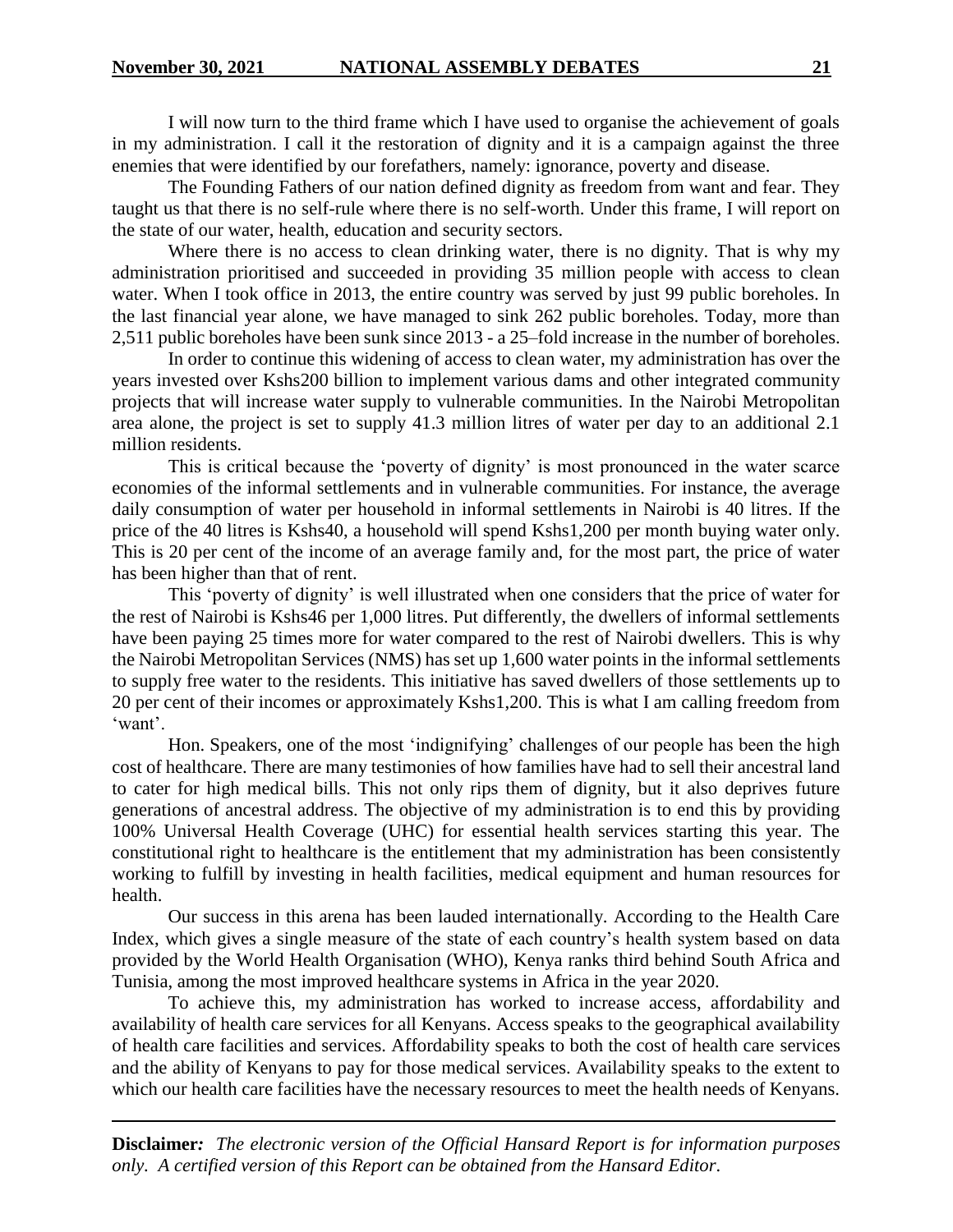I will now turn to the third frame which I have used to organise the achievement of goals in my administration. I call it the restoration of dignity and it is a campaign against the three enemies that were identified by our forefathers, namely: ignorance, poverty and disease.

The Founding Fathers of our nation defined dignity as freedom from want and fear. They taught us that there is no self-rule where there is no self-worth. Under this frame, I will report on the state of our water, health, education and security sectors.

Where there is no access to clean drinking water, there is no dignity. That is why my administration prioritised and succeeded in providing 35 million people with access to clean water. When I took office in 2013, the entire country was served by just 99 public boreholes. In the last financial year alone, we have managed to sink 262 public boreholes. Today, more than 2,511 public boreholes have been sunk since 2013 - a 25–fold increase in the number of boreholes.

In order to continue this widening of access to clean water, my administration has over the years invested over Kshs200 billion to implement various dams and other integrated community projects that will increase water supply to vulnerable communities. In the Nairobi Metropolitan area alone, the project is set to supply 41.3 million litres of water per day to an additional 2.1 million residents.

This is critical because the 'poverty of dignity' is most pronounced in the water scarce economies of the informal settlements and in vulnerable communities. For instance, the average daily consumption of water per household in informal settlements in Nairobi is 40 litres. If the price of the 40 litres is Kshs40, a household will spend Kshs1,200 per month buying water only. This is 20 per cent of the income of an average family and, for the most part, the price of water has been higher than that of rent.

This 'poverty of dignity' is well illustrated when one considers that the price of water for the rest of Nairobi is Kshs46 per 1,000 litres. Put differently, the dwellers of informal settlements have been paying 25 times more for water compared to the rest of Nairobi dwellers. This is why the Nairobi Metropolitan Services (NMS) has set up 1,600 water points in the informal settlements to supply free water to the residents. This initiative has saved dwellers of those settlements up to 20 per cent of their incomes or approximately Kshs1,200. This is what I am calling freedom from 'want'.

Hon. Speakers, one of the most 'indignifying' challenges of our people has been the high cost of healthcare. There are many testimonies of how families have had to sell their ancestral land to cater for high medical bills. This not only rips them of dignity, but it also deprives future generations of ancestral address. The objective of my administration is to end this by providing 100% Universal Health Coverage (UHC) for essential health services starting this year. The constitutional right to healthcare is the entitlement that my administration has been consistently working to fulfill by investing in health facilities, medical equipment and human resources for health.

Our success in this arena has been lauded internationally. According to the Health Care Index, which gives a single measure of the state of each country's health system based on data provided by the World Health Organisation (WHO), Kenya ranks third behind South Africa and Tunisia, among the most improved healthcare systems in Africa in the year 2020.

To achieve this, my administration has worked to increase access, affordability and availability of health care services for all Kenyans. Access speaks to the geographical availability of health care facilities and services. Affordability speaks to both the cost of health care services and the ability of Kenyans to pay for those medical services. Availability speaks to the extent to which our health care facilities have the necessary resources to meet the health needs of Kenyans.

**Disclaimer***:* *The electronic version of the Official Hansard Report is for information purposes only. A certified version of this Report can be obtained from the Hansard Editor.*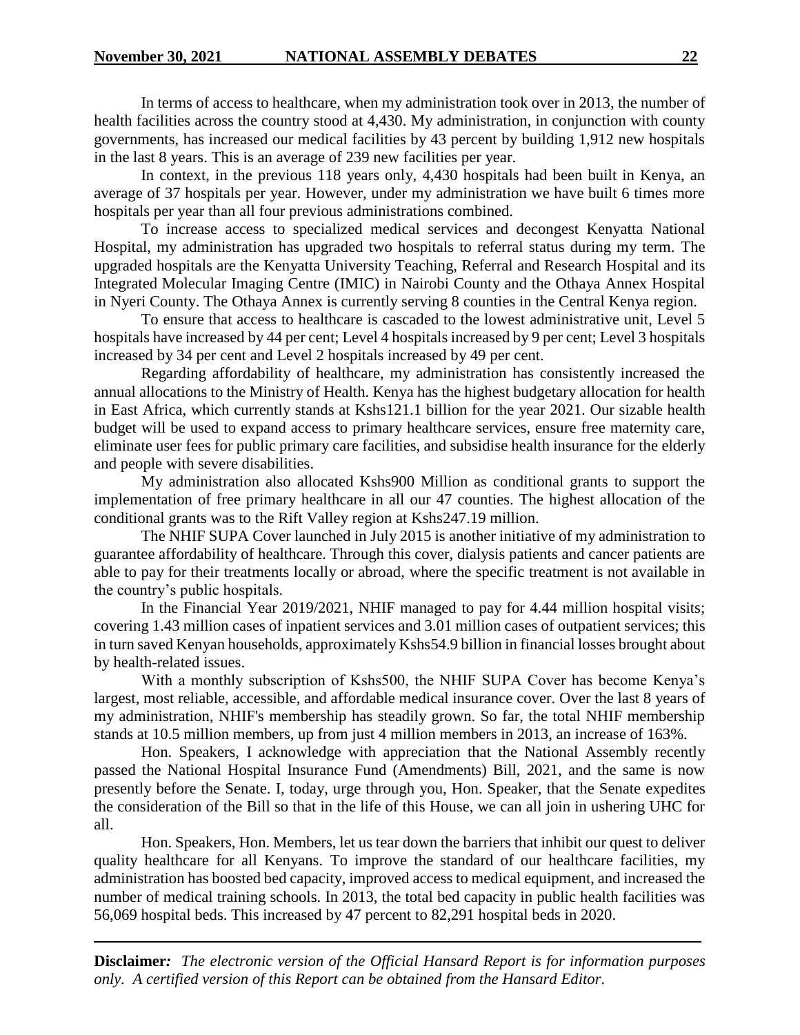In terms of access to healthcare, when my administration took over in 2013, the number of health facilities across the country stood at 4,430. My administration, in conjunction with county governments, has increased our medical facilities by 43 percent by building 1,912 new hospitals in the last 8 years. This is an average of 239 new facilities per year.

In context, in the previous 118 years only, 4,430 hospitals had been built in Kenya, an average of 37 hospitals per year. However, under my administration we have built 6 times more hospitals per year than all four previous administrations combined.

To increase access to specialized medical services and decongest Kenyatta National Hospital, my administration has upgraded two hospitals to referral status during my term. The upgraded hospitals are the Kenyatta University Teaching, Referral and Research Hospital and its Integrated Molecular Imaging Centre (IMIC) in Nairobi County and the Othaya Annex Hospital in Nyeri County. The Othaya Annex is currently serving 8 counties in the Central Kenya region.

To ensure that access to healthcare is cascaded to the lowest administrative unit, Level 5 hospitals have increased by 44 per cent; Level 4 hospitals increased by 9 per cent; Level 3 hospitals increased by 34 per cent and Level 2 hospitals increased by 49 per cent.

Regarding affordability of healthcare, my administration has consistently increased the annual allocations to the Ministry of Health. Kenya has the highest budgetary allocation for health in East Africa, which currently stands at Kshs121.1 billion for the year 2021. Our sizable health budget will be used to expand access to primary healthcare services, ensure free maternity care, eliminate user fees for public primary care facilities, and subsidise health insurance for the elderly and people with severe disabilities.

My administration also allocated Kshs900 Million as conditional grants to support the implementation of free primary healthcare in all our 47 counties. The highest allocation of the conditional grants was to the Rift Valley region at Kshs247.19 million.

The NHIF SUPA Cover launched in July 2015 is another initiative of my administration to guarantee affordability of healthcare. Through this cover, dialysis patients and cancer patients are able to pay for their treatments locally or abroad, where the specific treatment is not available in the country's public hospitals.

In the Financial Year 2019/2021, NHIF managed to pay for 4.44 million hospital visits; covering 1.43 million cases of inpatient services and 3.01 million cases of outpatient services; this in turn saved Kenyan households, approximately Kshs54.9 billion in financial losses brought about by health-related issues.

With a monthly subscription of Kshs500, the NHIF SUPA Cover has become Kenya's largest, most reliable, accessible, and affordable medical insurance cover. Over the last 8 years of my administration, NHIF's membership has steadily grown. So far, the total NHIF membership stands at 10.5 million members, up from just 4 million members in 2013, an increase of 163%.

Hon. Speakers, I acknowledge with appreciation that the National Assembly recently passed the National Hospital Insurance Fund (Amendments) Bill, 2021, and the same is now presently before the Senate. I, today, urge through you, Hon. Speaker, that the Senate expedites the consideration of the Bill so that in the life of this House, we can all join in ushering UHC for all.

Hon. Speakers, Hon. Members, let us tear down the barriers that inhibit our quest to deliver quality healthcare for all Kenyans. To improve the standard of our healthcare facilities, my administration has boosted bed capacity, improved access to medical equipment, and increased the number of medical training schools. In 2013, the total bed capacity in public health facilities was 56,069 hospital beds. This increased by 47 percent to 82,291 hospital beds in 2020.

**Disclaimer***:* *The electronic version of the Official Hansard Report is for information purposes only. A certified version of this Report can be obtained from the Hansard Editor.*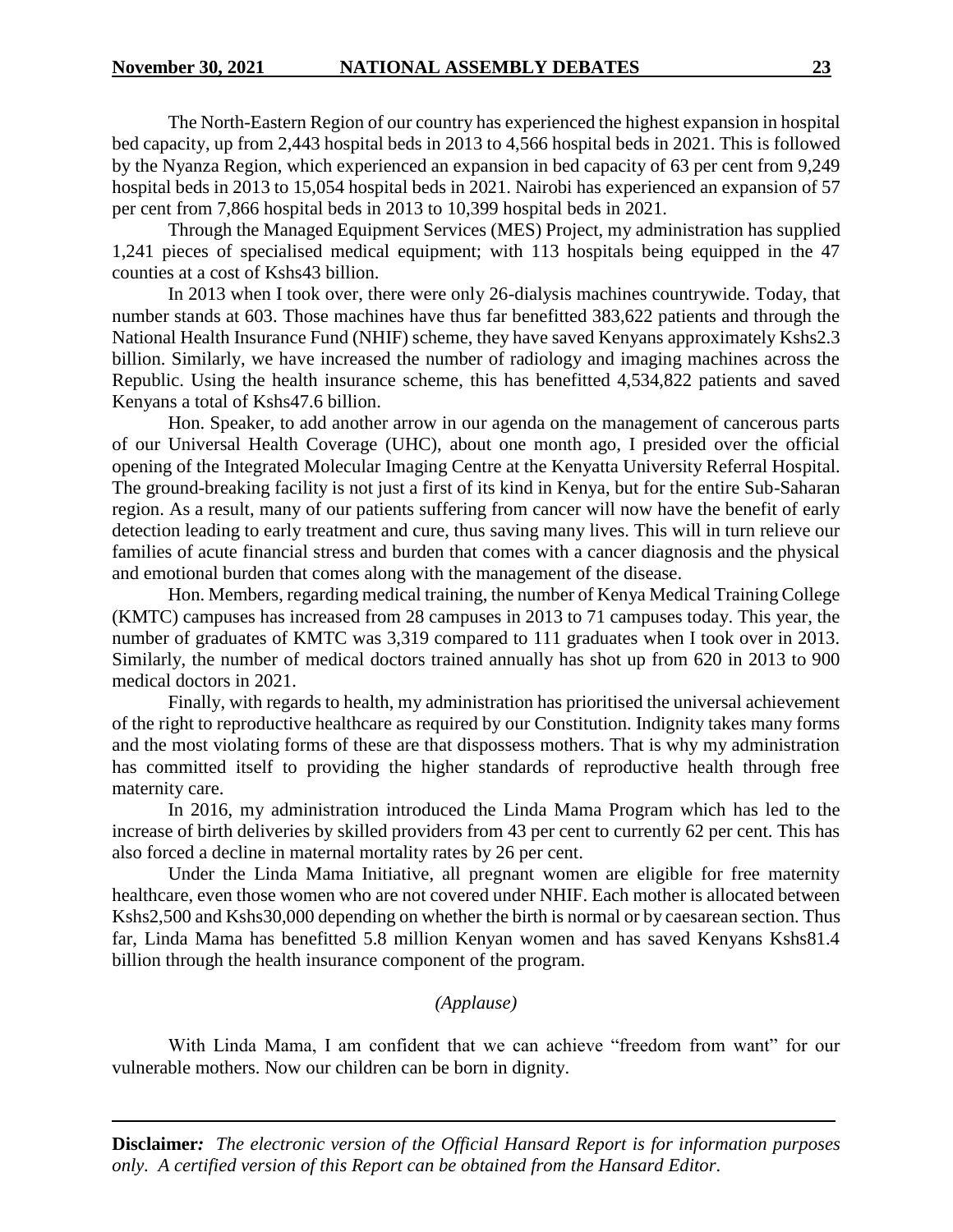The North-Eastern Region of our country has experienced the highest expansion in hospital bed capacity, up from 2,443 hospital beds in 2013 to 4,566 hospital beds in 2021. This is followed by the Nyanza Region, which experienced an expansion in bed capacity of 63 per cent from 9,249 hospital beds in 2013 to 15,054 hospital beds in 2021. Nairobi has experienced an expansion of 57 per cent from 7,866 hospital beds in 2013 to 10,399 hospital beds in 2021.

Through the Managed Equipment Services (MES) Project, my administration has supplied 1,241 pieces of specialised medical equipment; with 113 hospitals being equipped in the 47 counties at a cost of Kshs43 billion.

In 2013 when I took over, there were only 26-dialysis machines countrywide. Today, that number stands at 603. Those machines have thus far benefitted 383,622 patients and through the National Health Insurance Fund (NHIF) scheme, they have saved Kenyans approximately Kshs2.3 billion. Similarly, we have increased the number of radiology and imaging machines across the Republic. Using the health insurance scheme, this has benefitted 4,534,822 patients and saved Kenyans a total of Kshs47.6 billion.

Hon. Speaker, to add another arrow in our agenda on the management of cancerous parts of our Universal Health Coverage (UHC), about one month ago, I presided over the official opening of the Integrated Molecular Imaging Centre at the Kenyatta University Referral Hospital. The ground-breaking facility is not just a first of its kind in Kenya, but for the entire Sub-Saharan region. As a result, many of our patients suffering from cancer will now have the benefit of early detection leading to early treatment and cure, thus saving many lives. This will in turn relieve our families of acute financial stress and burden that comes with a cancer diagnosis and the physical and emotional burden that comes along with the management of the disease.

Hon. Members, regarding medical training, the number of Kenya Medical Training College (KMTC) campuses has increased from 28 campuses in 2013 to 71 campuses today. This year, the number of graduates of KMTC was 3,319 compared to 111 graduates when I took over in 2013. Similarly, the number of medical doctors trained annually has shot up from 620 in 2013 to 900 medical doctors in 2021.

Finally, with regards to health, my administration has prioritised the universal achievement of the right to reproductive healthcare as required by our Constitution. Indignity takes many forms and the most violating forms of these are that dispossess mothers. That is why my administration has committed itself to providing the higher standards of reproductive health through free maternity care.

In 2016, my administration introduced the Linda Mama Program which has led to the increase of birth deliveries by skilled providers from 43 per cent to currently 62 per cent. This has also forced a decline in maternal mortality rates by 26 per cent.

Under the Linda Mama Initiative, all pregnant women are eligible for free maternity healthcare, even those women who are not covered under NHIF. Each mother is allocated between Kshs2,500 and Kshs30,000 depending on whether the birth is normal or by caesarean section. Thus far, Linda Mama has benefitted 5.8 million Kenyan women and has saved Kenyans Kshs81.4 billion through the health insurance component of the program.

*(Applause)*

With Linda Mama, I am confident that we can achieve "freedom from want" for our vulnerable mothers. Now our children can be born in dignity.

**Disclaimer***: The electronic version of the Official Hansard Report is for information purposes only. A certified version of this Report can be obtained from the Hansard Editor.*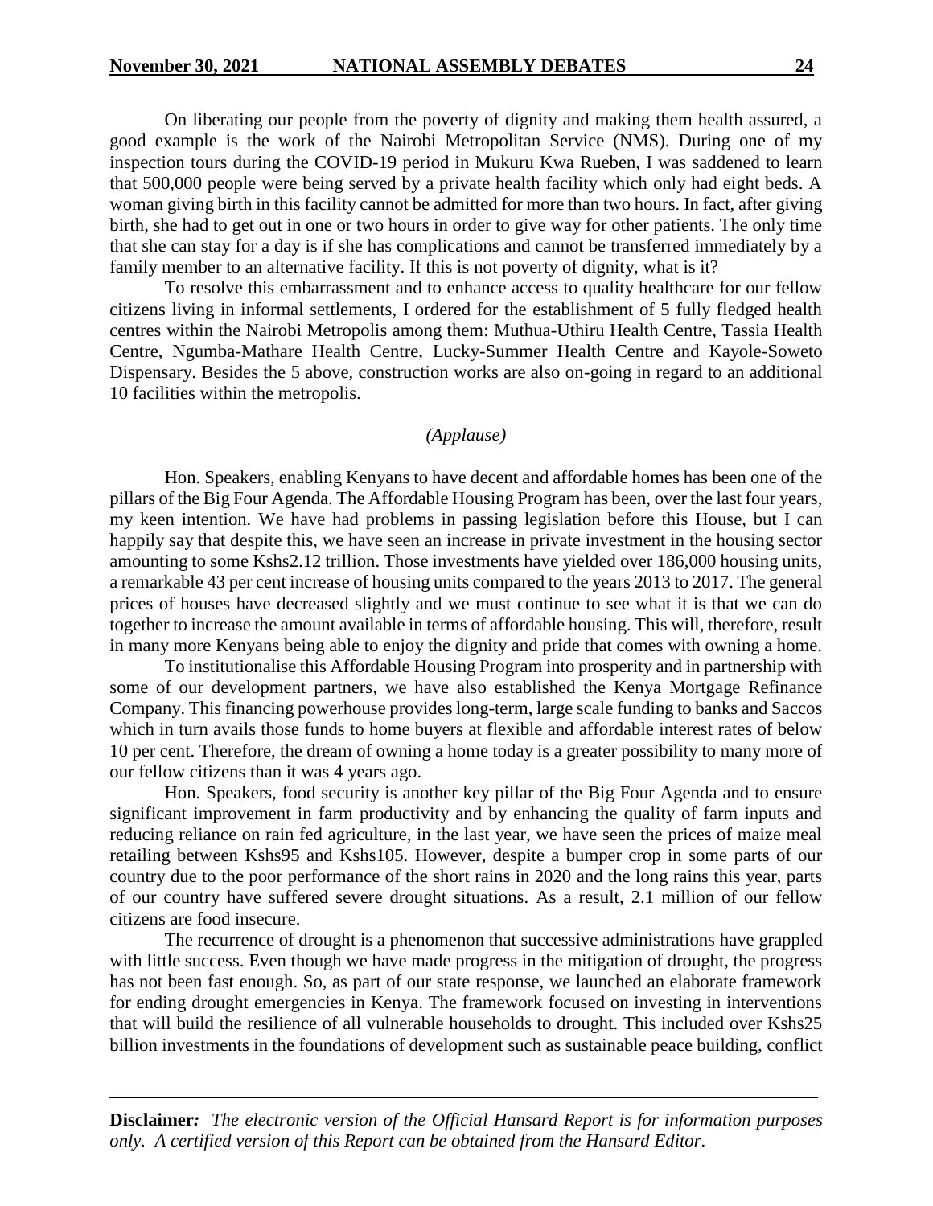On liberating our people from the poverty of dignity and making them health assured, a good example is the work of the Nairobi Metropolitan Service (NMS). During one of my inspection tours during the COVID-19 period in Mukuru Kwa Rueben, I was saddened to learn that 500,000 people were being served by a private health facility which only had eight beds. A woman giving birth in this facility cannot be admitted for more than two hours. In fact, after giving birth, she had to get out in one or two hours in order to give way for other patients. The only time that she can stay for a day is if she has complications and cannot be transferred immediately by a family member to an alternative facility. If this is not poverty of dignity, what is it?

To resolve this embarrassment and to enhance access to quality healthcare for our fellow citizens living in informal settlements, I ordered for the establishment of 5 fully fledged health centres within the Nairobi Metropolis among them: Muthua-Uthiru Health Centre, Tassia Health Centre, Ngumba-Mathare Health Centre, Lucky-Summer Health Centre and Kayole-Soweto Dispensary. Besides the 5 above, construction works are also on-going in regard to an additional 10 facilities within the metropolis.

*(Applause)*

Hon. Speakers, enabling Kenyans to have decent and affordable homes has been one of the pillars of the Big Four Agenda. The Affordable Housing Program has been, over the last four years, my keen intention. We have had problems in passing legislation before this House, but I can happily say that despite this, we have seen an increase in private investment in the housing sector amounting to some Kshs2.12 trillion. Those investments have yielded over 186,000 housing units, a remarkable 43 per cent increase of housing units compared to the years 2013 to 2017. The general prices of houses have decreased slightly and we must continue to see what it is that we can do together to increase the amount available in terms of affordable housing. This will, therefore, result in many more Kenyans being able to enjoy the dignity and pride that comes with owning a home.

To institutionalise this Affordable Housing Program into prosperity and in partnership with some of our development partners, we have also established the Kenya Mortgage Refinance Company. This financing powerhouse provides long-term, large scale funding to banks and Saccos which in turn avails those funds to home buyers at flexible and affordable interest rates of below 10 per cent. Therefore, the dream of owning a home today is a greater possibility to many more of our fellow citizens than it was 4 years ago.

Hon. Speakers, food security is another key pillar of the Big Four Agenda and to ensure significant improvement in farm productivity and by enhancing the quality of farm inputs and reducing reliance on rain fed agriculture, in the last year, we have seen the prices of maize meal retailing between Kshs95 and Kshs105. However, despite a bumper crop in some parts of our country due to the poor performance of the short rains in 2020 and the long rains this year, parts of our country have suffered severe drought situations. As a result, 2.1 million of our fellow citizens are food insecure.

The recurrence of drought is a phenomenon that successive administrations have grappled with little success. Even though we have made progress in the mitigation of drought, the progress has not been fast enough. So, as part of our state response, we launched an elaborate framework for ending drought emergencies in Kenya. The framework focused on investing in interventions that will build the resilience of all vulnerable households to drought. This included over Kshs25 billion investments in the foundations of development such as sustainable peace building, conflict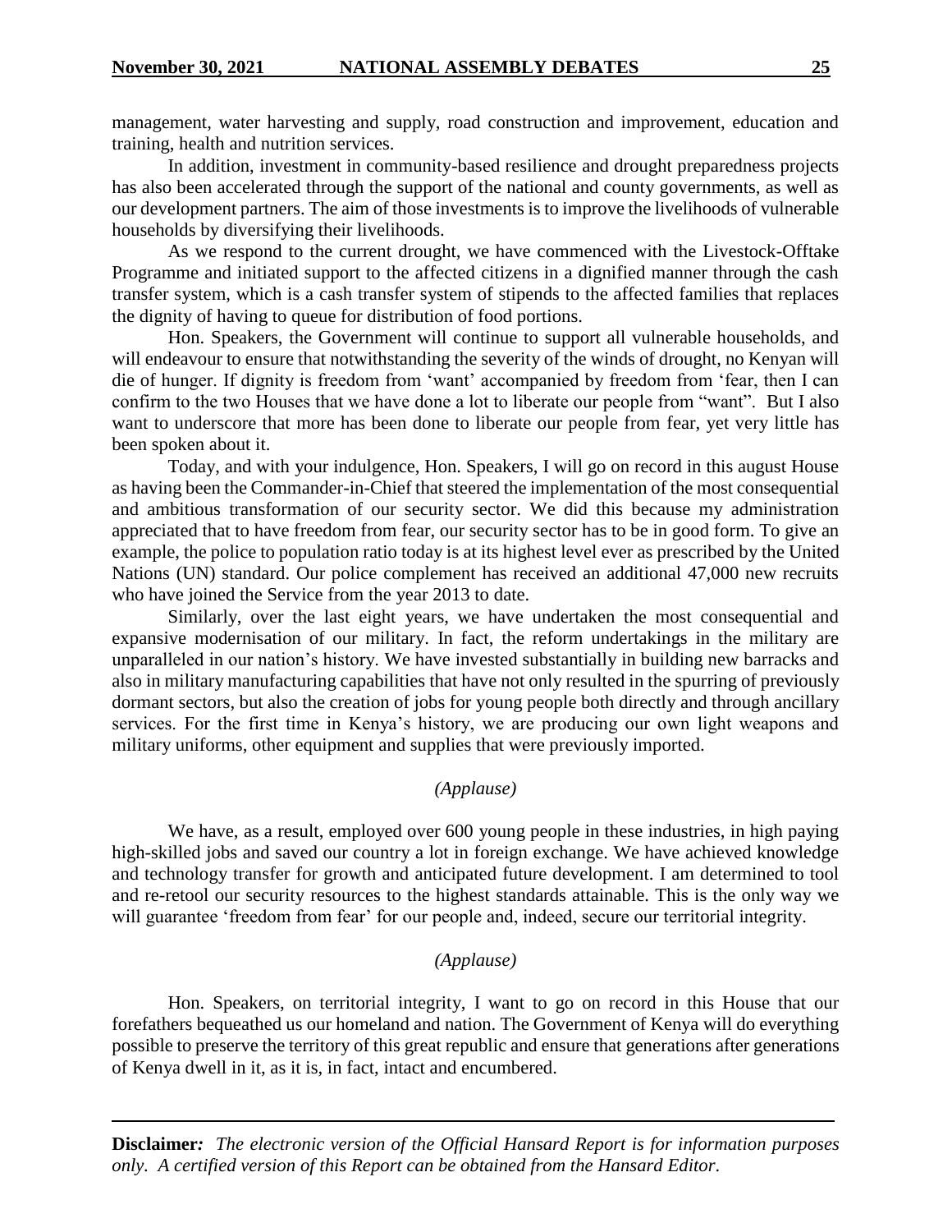management, water harvesting and supply, road construction and improvement, education and training, health and nutrition services.

In addition, investment in community-based resilience and drought preparedness projects has also been accelerated through the support of the national and county governments, as well as our development partners. The aim of those investments is to improve the livelihoods of vulnerable households by diversifying their livelihoods.

As we respond to the current drought, we have commenced with the Livestock-Offtake Programme and initiated support to the affected citizens in a dignified manner through the cash transfer system, which is a cash transfer system of stipends to the affected families that replaces the dignity of having to queue for distribution of food portions.

Hon. Speakers, the Government will continue to support all vulnerable households, and will endeavour to ensure that notwithstanding the severity of the winds of drought, no Kenyan will die of hunger. If dignity is freedom from 'want' accompanied by freedom from 'fear, then I can confirm to the two Houses that we have done a lot to liberate our people from "want". But I also want to underscore that more has been done to liberate our people from fear, yet very little has been spoken about it.

Today, and with your indulgence, Hon. Speakers, I will go on record in this august House as having been the Commander-in-Chief that steered the implementation of the most consequential and ambitious transformation of our security sector. We did this because my administration appreciated that to have freedom from fear, our security sector has to be in good form. To give an example, the police to population ratio today is at its highest level ever as prescribed by the United Nations (UN) standard. Our police complement has received an additional 47,000 new recruits who have joined the Service from the year 2013 to date.

Similarly, over the last eight years, we have undertaken the most consequential and expansive modernisation of our military. In fact, the reform undertakings in the military are unparalleled in our nation's history. We have invested substantially in building new barracks and also in military manufacturing capabilities that have not only resulted in the spurring of previously dormant sectors, but also the creation of jobs for young people both directly and through ancillary services. For the first time in Kenya's history, we are producing our own light weapons and military uniforms, other equipment and supplies that were previously imported.

*(Applause)*

We have, as a result, employed over 600 young people in these industries, in high paying high-skilled jobs and saved our country a lot in foreign exchange. We have achieved knowledge and technology transfer for growth and anticipated future development. I am determined to tool and re-retool our security resources to the highest standards attainable. This is the only way we will guarantee 'freedom from fear' for our people and, indeed, secure our territorial integrity.

*(Applause)*

Hon. Speakers, on territorial integrity, I want to go on record in this House that our forefathers bequeathed us our homeland and nation. The Government of Kenya will do everything possible to preserve the territory of this great republic and ensure that generations after generations of Kenya dwell in it, as it is, in fact, intact and encumbered.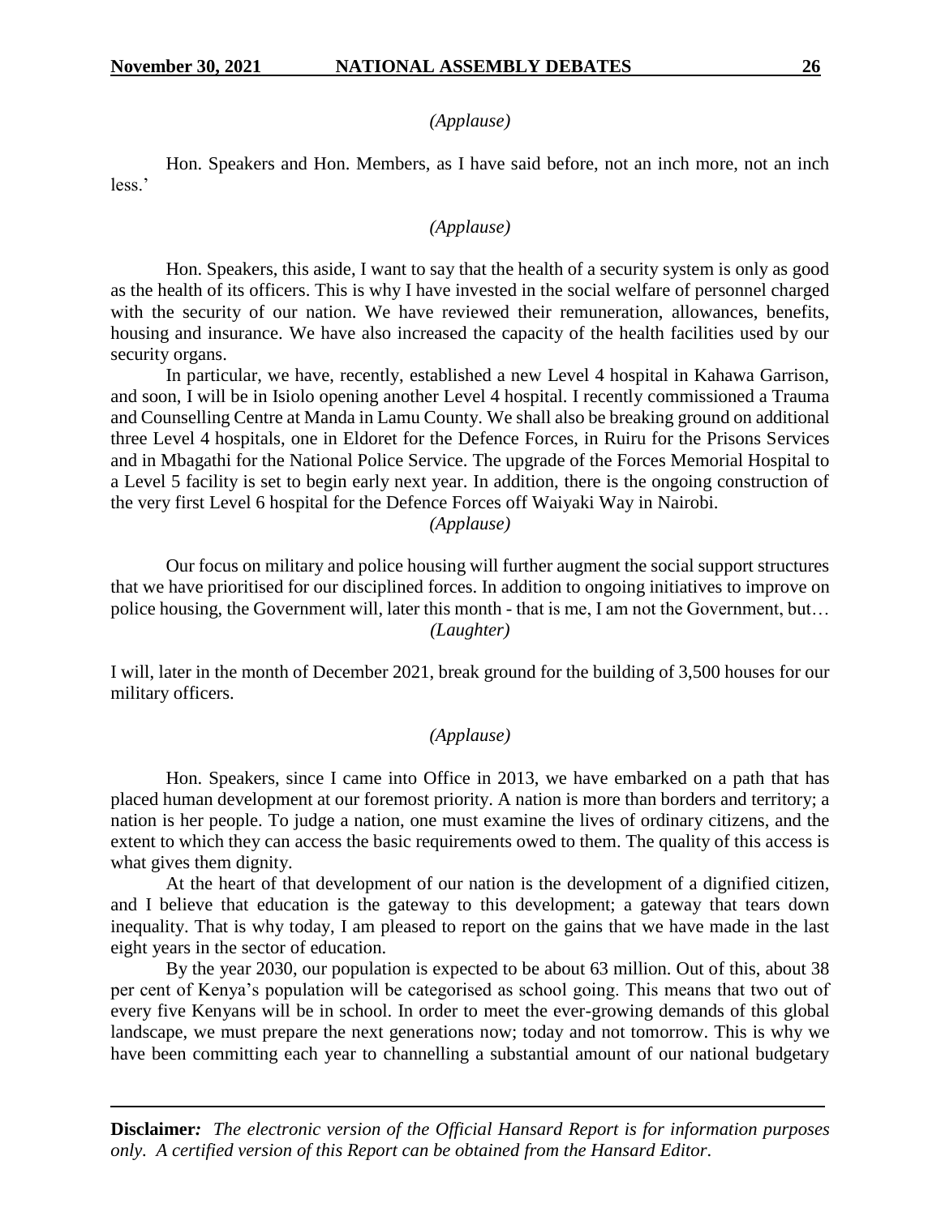*(Applause)*

Hon. Speakers and Hon. Members, as I have said before, not an inch more, not an inch less.'

*(Applause)*

Hon. Speakers, this aside, I want to say that the health of a security system is only as good as the health of its officers. This is why I have invested in the social welfare of personnel charged with the security of our nation. We have reviewed their remuneration, allowances, benefits, housing and insurance. We have also increased the capacity of the health facilities used by our security organs.

In particular, we have, recently, established a new Level 4 hospital in Kahawa Garrison, and soon, I will be in Isiolo opening another Level 4 hospital. I recently commissioned a Trauma and Counselling Centre at Manda in Lamu County. We shall also be breaking ground on additional three Level 4 hospitals, one in Eldoret for the Defence Forces, in Ruiru for the Prisons Services and in Mbagathi for the National Police Service. The upgrade of the Forces Memorial Hospital to a Level 5 facility is set to begin early next year. In addition, there is the ongoing construction of the very first Level 6 hospital for the Defence Forces off Waiyaki Way in Nairobi.

*(Applause)*

Our focus on military and police housing will further augment the social support structures that we have prioritised for our disciplined forces. In addition to ongoing initiatives to improve on police housing, the Government will, later this month - that is me, I am not the Government, but…

*(Laughter)*

I will, later in the month of December 2021, break ground for the building of 3,500 houses for our military officers.

*(Applause)*

Hon. Speakers, since I came into Office in 2013, we have embarked on a path that has placed human development at our foremost priority. A nation is more than borders and territory; a nation is her people. To judge a nation, one must examine the lives of ordinary citizens, and the extent to which they can access the basic requirements owed to them. The quality of this access is what gives them dignity.

At the heart of that development of our nation is the development of a dignified citizen, and I believe that education is the gateway to this development; a gateway that tears down inequality. That is why today, I am pleased to report on the gains that we have made in the last eight years in the sector of education.

By the year 2030, our population is expected to be about 63 million. Out of this, about 38 per cent of Kenya's population will be categorised as school going. This means that two out of every five Kenyans will be in school. In order to meet the ever-growing demands of this global landscape, we must prepare the next generations now; today and not tomorrow. This is why we have been committing each year to channelling a substantial amount of our national budgetary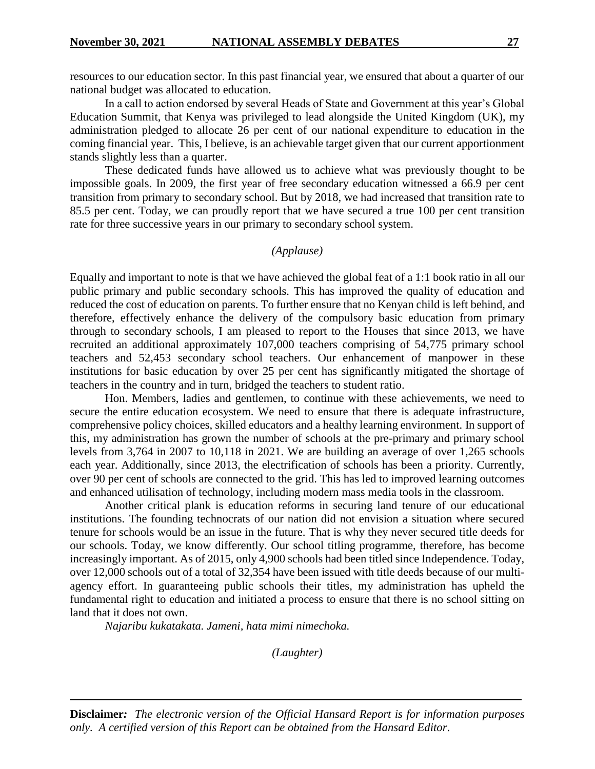resources to our education sector. In this past financial year, we ensured that about a quarter of our national budget was allocated to education.

In a call to action endorsed by several Heads of State and Government at this year's Global Education Summit, that Kenya was privileged to lead alongside the United Kingdom (UK), my administration pledged to allocate 26 per cent of our national expenditure to education in the coming financial year. This, I believe, is an achievable target given that our current apportionment stands slightly less than a quarter.

These dedicated funds have allowed us to achieve what was previously thought to be impossible goals. In 2009, the first year of free secondary education witnessed a 66.9 per cent transition from primary to secondary school. But by 2018, we had increased that transition rate to 85.5 per cent. Today, we can proudly report that we have secured a true 100 per cent transition rate for three successive years in our primary to secondary school system.

*(Applause)*

Equally and important to note is that we have achieved the global feat of a 1:1 book ratio in all our public primary and public secondary schools. This has improved the quality of education and reduced the cost of education on parents. To further ensure that no Kenyan child is left behind, and therefore, effectively enhance the delivery of the compulsory basic education from primary through to secondary schools, I am pleased to report to the Houses that since 2013, we have recruited an additional approximately 107,000 teachers comprising of 54,775 primary school teachers and 52,453 secondary school teachers. Our enhancement of manpower in these institutions for basic education by over 25 per cent has significantly mitigated the shortage of teachers in the country and in turn, bridged the teachers to student ratio.

Hon. Members, ladies and gentlemen, to continue with these achievements, we need to secure the entire education ecosystem. We need to ensure that there is adequate infrastructure, comprehensive policy choices, skilled educators and a healthy learning environment. In support of this, my administration has grown the number of schools at the pre-primary and primary school levels from 3,764 in 2007 to 10,118 in 2021. We are building an average of over 1,265 schools each year. Additionally, since 2013, the electrification of schools has been a priority. Currently, over 90 per cent of schools are connected to the grid. This has led to improved learning outcomes and enhanced utilisation of technology, including modern mass media tools in the classroom.

Another critical plank is education reforms in securing land tenure of our educational institutions. The founding technocrats of our nation did not envision a situation where secured tenure for schools would be an issue in the future. That is why they never secured title deeds for our schools. Today, we know differently. Our school titling programme, therefore, has become increasingly important. As of 2015, only 4,900 schools had been titled since Independence. Today, over 12,000 schools out of a total of 32,354 have been issued with title deeds because of our multi-agency effort. In guaranteeing public schools their titles, my administration has upheld the fundamental right to education and initiated a process to ensure that there is no school sitting on land that it does not own.

*Najaribu kukatakata. Jameni, hata mimi nimechoka.*

*(Laughter)*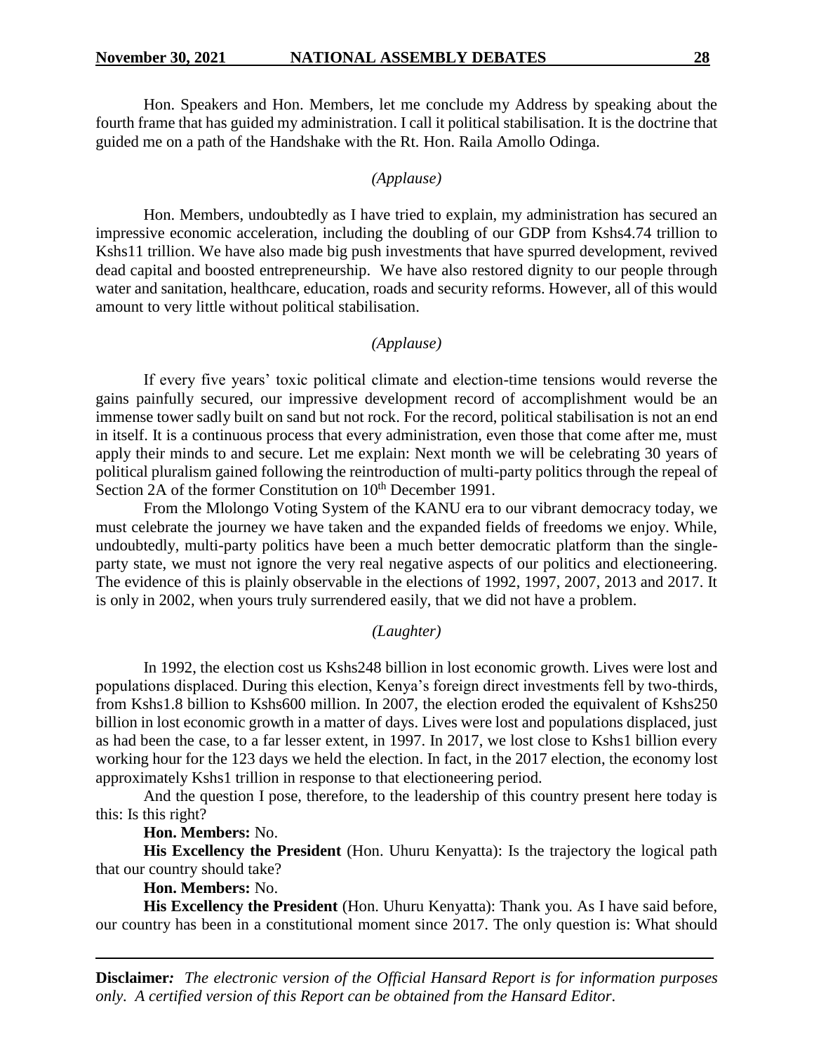Hon. Speakers and Hon. Members, let me conclude my Address by speaking about the fourth frame that has guided my administration. I call it political stabilisation. It is the doctrine that guided me on a path of the Handshake with the Rt. Hon. Raila Amollo Odinga.

*(Applause)*

Hon. Members, undoubtedly as I have tried to explain, my administration has secured an impressive economic acceleration, including the doubling of our GDP from Kshs4.74 trillion to Kshs11 trillion. We have also made big push investments that have spurred development, revived dead capital and boosted entrepreneurship. We have also restored dignity to our people through water and sanitation, healthcare, education, roads and security reforms. However, all of this would amount to very little without political stabilisation.

*(Applause)*

If every five years' toxic political climate and election-time tensions would reverse the gains painfully secured, our impressive development record of accomplishment would be an immense tower sadly built on sand but not rock. For the record, political stabilisation is not an end in itself. It is a continuous process that every administration, even those that come after me, must apply their minds to and secure. Let me explain: Next month we will be celebrating 30 years of political pluralism gained following the reintroduction of multi-party politics through the repeal of Section 2A of the former Constitution on 10th December 1991.

From the Mlolongo Voting System of the KANU era to our vibrant democracy today, we must celebrate the journey we have taken and the expanded fields of freedoms we enjoy. While, undoubtedly, multi-party politics have been a much better democratic platform than the single-party state, we must not ignore the very real negative aspects of our politics and electioneering. The evidence of this is plainly observable in the elections of 1992, 1997, 2007, 2013 and 2017. It is only in 2002, when yours truly surrendered easily, that we did not have a problem.

*(Laughter)*

In 1992, the election cost us Kshs248 billion in lost economic growth. Lives were lost and populations displaced. During this election, Kenya's foreign direct investments fell by two-thirds, from Kshs1.8 billion to Kshs600 million. In 2007, the election eroded the equivalent of Kshs250 billion in lost economic growth in a matter of days. Lives were lost and populations displaced, just as had been the case, to a far lesser extent, in 1997. In 2017, we lost close to Kshs1 billion every working hour for the 123 days we held the election. In fact, in the 2017 election, the economy lost approximately Kshs1 trillion in response to that electioneering period.

And the question I pose, therefore, to the leadership of this country present here today is this: Is this right?

**Hon. Members:** No.

**His Excellency the President** (Hon. Uhuru Kenyatta): Is the trajectory the logical path that our country should take?

**Hon. Members:** No.

**His Excellency the President** (Hon. Uhuru Kenyatta): Thank you. As I have said before, our country has been in a constitutional moment since 2017. The only question is: What should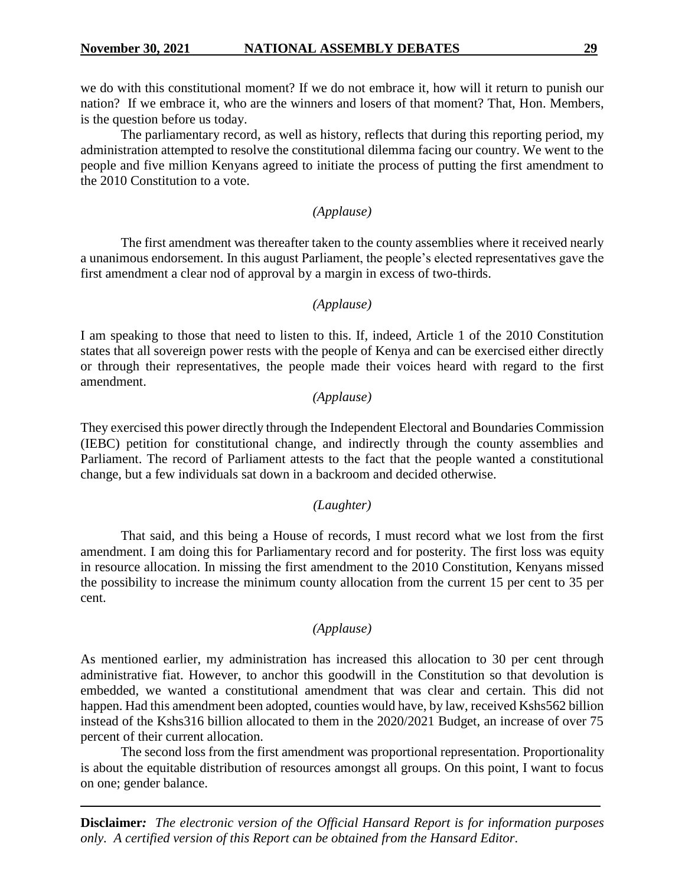we do with this constitutional moment? If we do not embrace it, how will it return to punish our nation? If we embrace it, who are the winners and losers of that moment? That, Hon. Members, is the question before us today.

The parliamentary record, as well as history, reflects that during this reporting period, my administration attempted to resolve the constitutional dilemma facing our country. We went to the people and five million Kenyans agreed to initiate the process of putting the first amendment to the 2010 Constitution to a vote.

*(Applause)*

The first amendment was thereafter taken to the county assemblies where it received nearly a unanimous endorsement. In this august Parliament, the people's elected representatives gave the first amendment a clear nod of approval by a margin in excess of two-thirds.

*(Applause)*

I am speaking to those that need to listen to this. If, indeed, Article 1 of the 2010 Constitution states that all sovereign power rests with the people of Kenya and can be exercised either directly or through their representatives, the people made their voices heard with regard to the first amendment.

*(Applause)*

They exercised this power directly through the Independent Electoral and Boundaries Commission (IEBC) petition for constitutional change, and indirectly through the county assemblies and Parliament. The record of Parliament attests to the fact that the people wanted a constitutional change, but a few individuals sat down in a backroom and decided otherwise.

*(Laughter)*

That said, and this being a House of records, I must record what we lost from the first amendment. I am doing this for Parliamentary record and for posterity. The first loss was equity in resource allocation. In missing the first amendment to the 2010 Constitution, Kenyans missed the possibility to increase the minimum county allocation from the current 15 per cent to 35 per cent.

*(Applause)*

As mentioned earlier, my administration has increased this allocation to 30 per cent through administrative fiat. However, to anchor this goodwill in the Constitution so that devolution is embedded, we wanted a constitutional amendment that was clear and certain. This did not happen. Had this amendment been adopted, counties would have, by law, received Kshs562 billion instead of the Kshs316 billion allocated to them in the 2020/2021 Budget, an increase of over 75 percent of their current allocation.

The second loss from the first amendment was proportional representation. Proportionality is about the equitable distribution of resources amongst all groups. On this point, I want to focus on one; gender balance.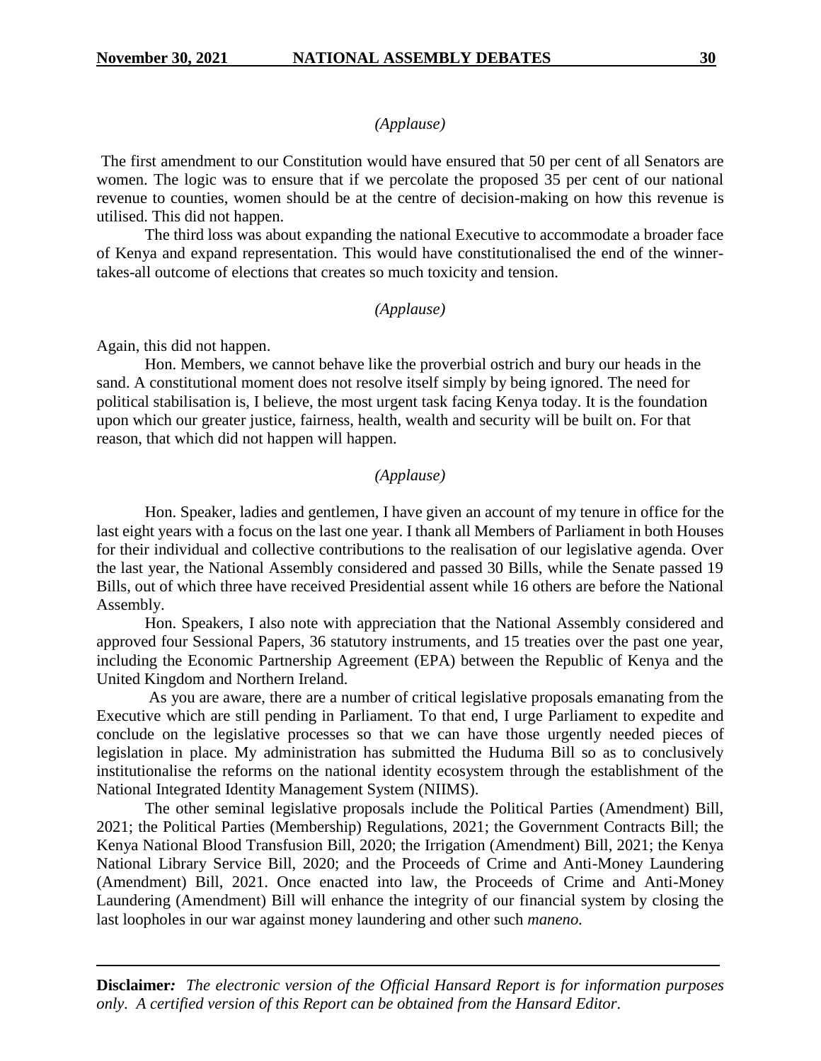*(Applause)*

The first amendment to our Constitution would have ensured that 50 per cent of all Senators are women. The logic was to ensure that if we percolate the proposed 35 per cent of our national revenue to counties, women should be at the centre of decision-making on how this revenue is utilised. This did not happen.

The third loss was about expanding the national Executive to accommodate a broader face of Kenya and expand representation. This would have constitutionalised the end of the winner-takes-all outcome of elections that creates so much toxicity and tension.

*(Applause)*

Again, this did not happen.

Hon. Members, we cannot behave like the proverbial ostrich and bury our heads in the sand. A constitutional moment does not resolve itself simply by being ignored. The need for political stabilisation is, I believe, the most urgent task facing Kenya today. It is the foundation upon which our greater justice, fairness, health, wealth and security will be built on. For that reason, that which did not happen will happen.

*(Applause)*

Hon. Speaker, ladies and gentlemen, I have given an account of my tenure in office for the last eight years with a focus on the last one year. I thank all Members of Parliament in both Houses for their individual and collective contributions to the realisation of our legislative agenda. Over the last year, the National Assembly considered and passed 30 Bills, while the Senate passed 19 Bills, out of which three have received Presidential assent while 16 others are before the National Assembly.

Hon. Speakers, I also note with appreciation that the National Assembly considered and approved four Sessional Papers, 36 statutory instruments, and 15 treaties over the past one year, including the Economic Partnership Agreement (EPA) between the Republic of Kenya and the United Kingdom and Northern Ireland.

As you are aware, there are a number of critical legislative proposals emanating from the Executive which are still pending in Parliament. To that end, I urge Parliament to expedite and conclude on the legislative processes so that we can have those urgently needed pieces of legislation in place. My administration has submitted the Huduma Bill so as to conclusively institutionalise the reforms on the national identity ecosystem through the establishment of the National Integrated Identity Management System (NIIMS).

The other seminal legislative proposals include the Political Parties (Amendment) Bill, 2021; the Political Parties (Membership) Regulations, 2021; the Government Contracts Bill; the Kenya National Blood Transfusion Bill, 2020; the Irrigation (Amendment) Bill, 2021; the Kenya National Library Service Bill, 2020; and the Proceeds of Crime and Anti-Money Laundering (Amendment) Bill, 2021. Once enacted into law, the Proceeds of Crime and Anti-Money Laundering (Amendment) Bill will enhance the integrity of our financial system by closing the last loopholes in our war against money laundering and other such *maneno.*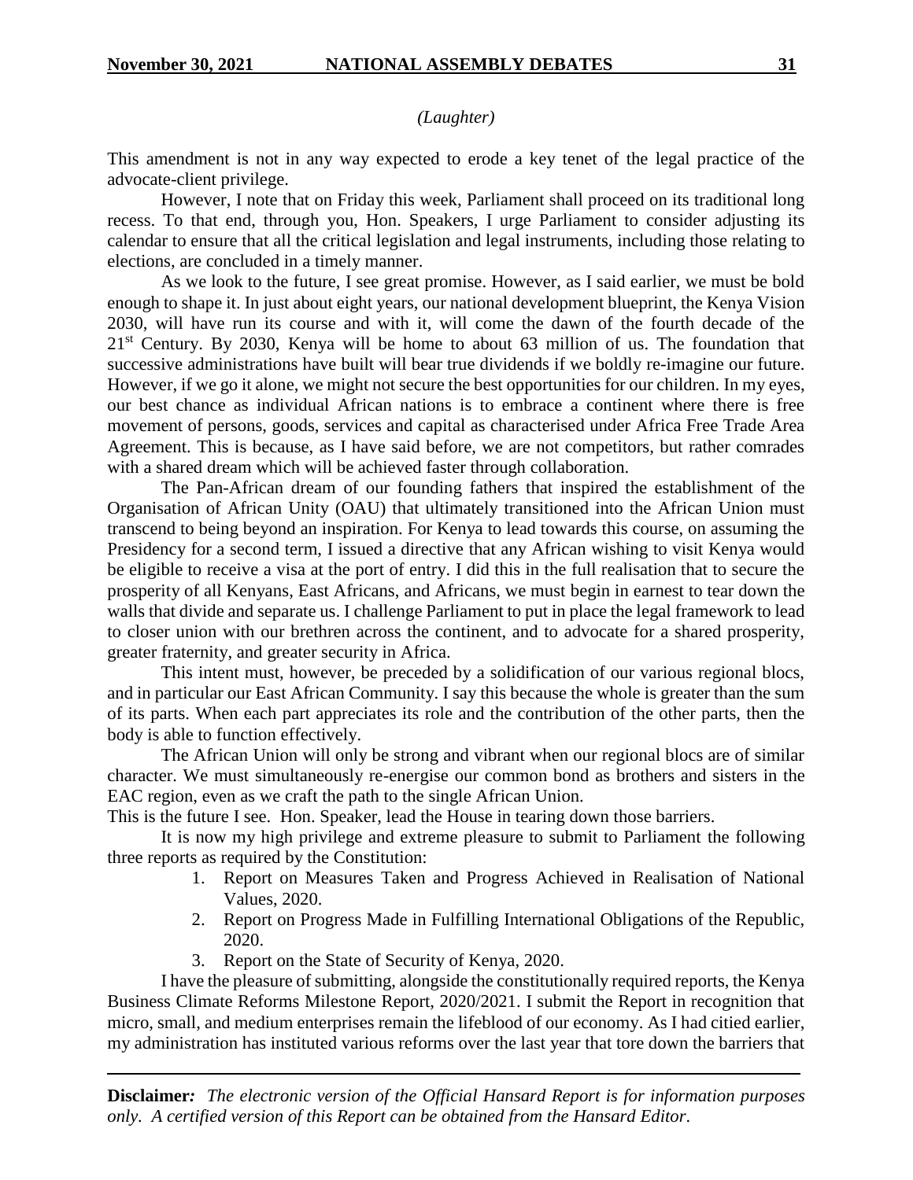*(Laughter)*

This amendment is not in any way expected to erode a key tenet of the legal practice of the advocate-client privilege.

However, I note that on Friday this week, Parliament shall proceed on its traditional long recess. To that end, through you, Hon. Speakers, I urge Parliament to consider adjusting its calendar to ensure that all the critical legislation and legal instruments, including those relating to elections, are concluded in a timely manner.

As we look to the future, I see great promise. However, as I said earlier, we must be bold enough to shape it. In just about eight years, our national development blueprint, the Kenya Vision 2030, will have run its course and with it, will come the dawn of the fourth decade of the 21st Century. By 2030, Kenya will be home to about 63 million of us. The foundation that successive administrations have built will bear true dividends if we boldly re-imagine our future. However, if we go it alone, we might not secure the best opportunities for our children. In my eyes, our best chance as individual African nations is to embrace a continent where there is free movement of persons, goods, services and capital as characterised under Africa Free Trade Area Agreement. This is because, as I have said before, we are not competitors, but rather comrades with a shared dream which will be achieved faster through collaboration.

The Pan-African dream of our founding fathers that inspired the establishment of the Organisation of African Unity (OAU) that ultimately transitioned into the African Union must transcend to being beyond an inspiration. For Kenya to lead towards this course, on assuming the Presidency for a second term, I issued a directive that any African wishing to visit Kenya would be eligible to receive a visa at the port of entry. I did this in the full realisation that to secure the prosperity of all Kenyans, East Africans, and Africans, we must begin in earnest to tear down the walls that divide and separate us. I challenge Parliament to put in place the legal framework to lead to closer union with our brethren across the continent, and to advocate for a shared prosperity, greater fraternity, and greater security in Africa.

This intent must, however, be preceded by a solidification of our various regional blocs, and in particular our East African Community. I say this because the whole is greater than the sum of its parts. When each part appreciates its role and the contribution of the other parts, then the body is able to function effectively.

The African Union will only be strong and vibrant when our regional blocs are of similar character. We must simultaneously re-energise our common bond as brothers and sisters in the EAC region, even as we craft the path to the single African Union.

This is the future I see. Hon. Speaker, lead the House in tearing down those barriers.

It is now my high privilege and extreme pleasure to submit to Parliament the following three reports as required by the Constitution:

1. Report on Measures Taken and Progress Achieved in Realisation of National Values, 2020.
2. Report on Progress Made in Fulfilling International Obligations of the Republic, 2020.
3. Report on the State of Security of Kenya, 2020.

I have the pleasure of submitting, alongside the constitutionally required reports, the Kenya Business Climate Reforms Milestone Report, 2020/2021. I submit the Report in recognition that micro, small, and medium enterprises remain the lifeblood of our economy. As I had citied earlier, my administration has instituted various reforms over the last year that tore down the barriers that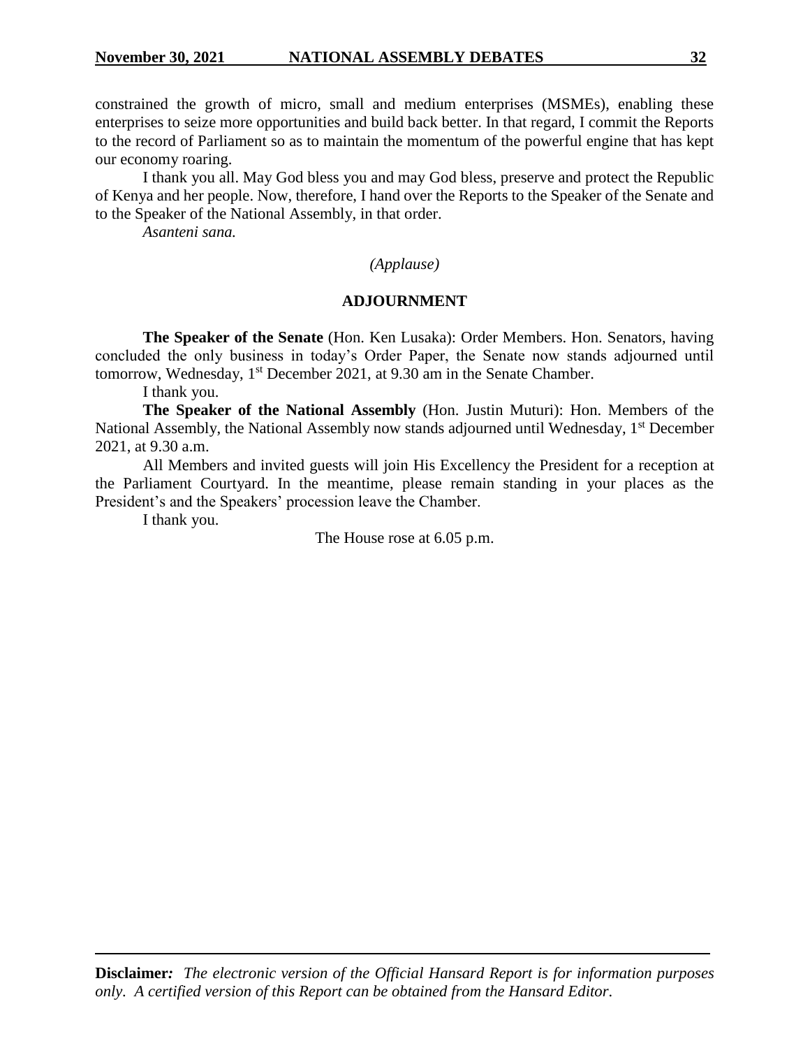constrained the growth of micro, small and medium enterprises (MSMEs), enabling these enterprises to seize more opportunities and build back better. In that regard, I commit the Reports to the record of Parliament so as to maintain the momentum of the powerful engine that has kept our economy roaring.

I thank you all. May God bless you and may God bless, preserve and protect the Republic of Kenya and her people. Now, therefore, I hand over the Reports to the Speaker of the Senate and to the Speaker of the National Assembly, in that order.

*Asanteni sana.*

*(Applause)*

**ADJOURNMENT**

**The Speaker of the Senate** (Hon. Ken Lusaka): Order Members. Hon. Senators, having concluded the only business in today's Order Paper, the Senate now stands adjourned until tomorrow, Wednesday, 1st December 2021, at 9.30 am in the Senate Chamber.

I thank you.

**The Speaker of the National Assembly** (Hon. Justin Muturi): Hon. Members of the National Assembly, the National Assembly now stands adjourned until Wednesday, 1st December 2021, at 9.30 a.m.

All Members and invited guests will join His Excellency the President for a reception at the Parliament Courtyard. In the meantime, please remain standing in your places as the President's and the Speakers' procession leave the Chamber.

I thank you.

The House rose at 6.05 p.m.

**Disclaimer:** *The electronic version of the Official Hansard Report is for information purposes only. A certified version of this Report can be obtained from the Hansard Editor.*